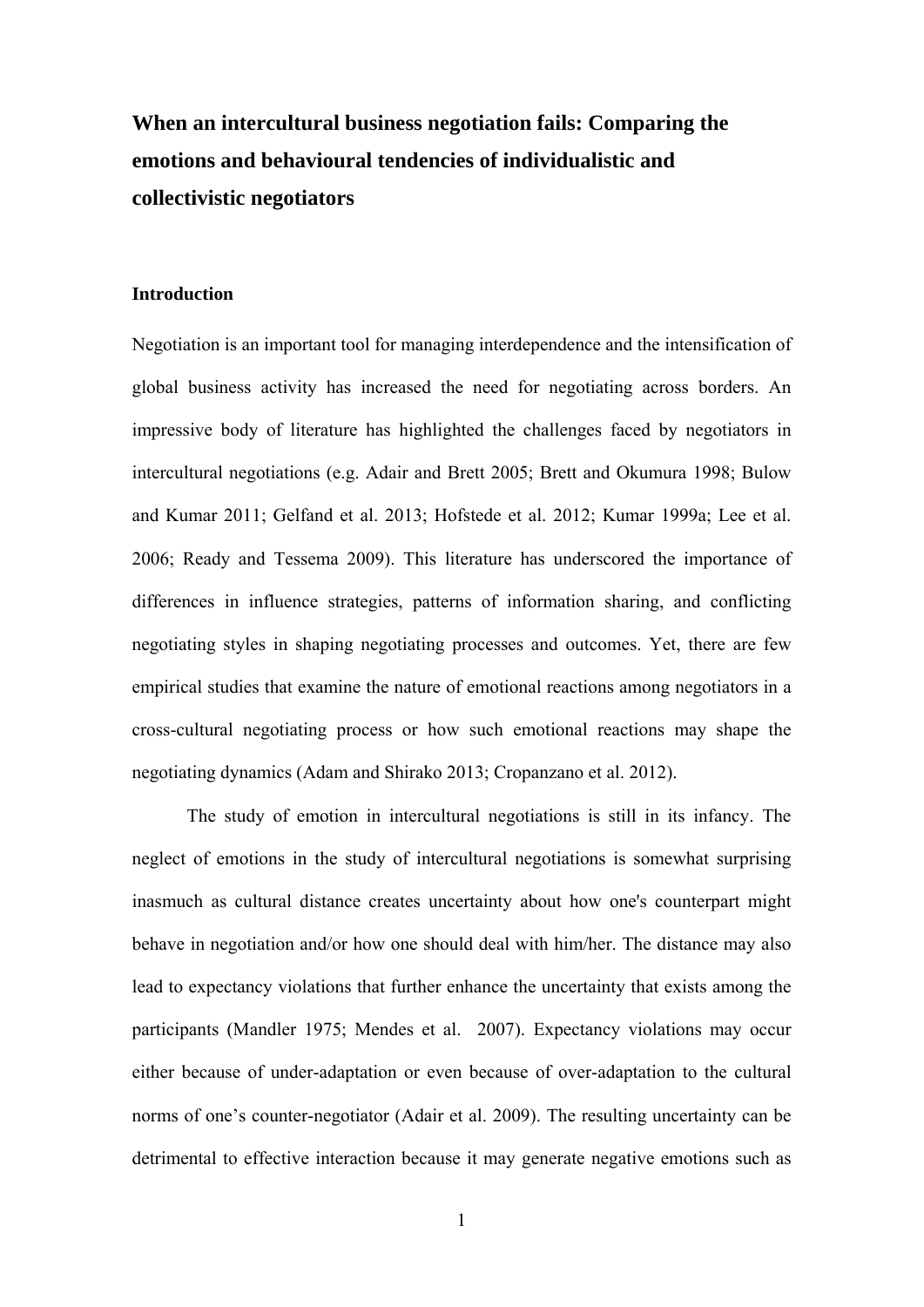# When an intercultural business negotiation fails: Comparing the emotions and behavioural tendencies of individualistic and collectivistic negotiators

## Introduction

Negotiation is an important tool for managing interdependence and the intensification of global business activity has increased the need for negotiating across borders. An impressive body of literature has highlighted the challenges faced by negotiators in intercultural negotiations (e.g. Adair and Brett 2005; Brett and Okumura 1998; Bulow and Kumar 2011; Gelfand et al. 2013; Hofstede et al. 2012; Kumar 1999a; Lee et al. 2006; Ready and Tessema 2009). This literature has underscored the importance of differences in influence strategies, patterns of information sharing, and conflicting negotiating styles in shaping negotiating processes and outcomes. Yet, there are few empirical studies that examine the nature of emotional reactions among negotiators in a cross-cultural negotiating process or how such emotional reactions may shape the negotiating dynamics (Adam and Shirako 2013; Cropanzano et al. 2012).

The study of emotion in intercultural negotiations is still in its infancy. The neglect of emotions in the study of intercultural negotiations is somewhat surprising inasmuch as cultural distance creates uncertainty about how one's counterpart might behave in negotiation and/or how one should deal with him/her. The distance may also lead to expectancy violations that further enhance the uncertainty that exists among the participants (Mandler 1975; Mendes et al. 2007). Expectancy violations may occur either because of under-adaptation or even because of over-adaptation to the cultural norms of one's counter-negotiator (Adair et al. 2009). The resulting uncertainty can be detrimental to effective interaction because it may generate negative emotions such as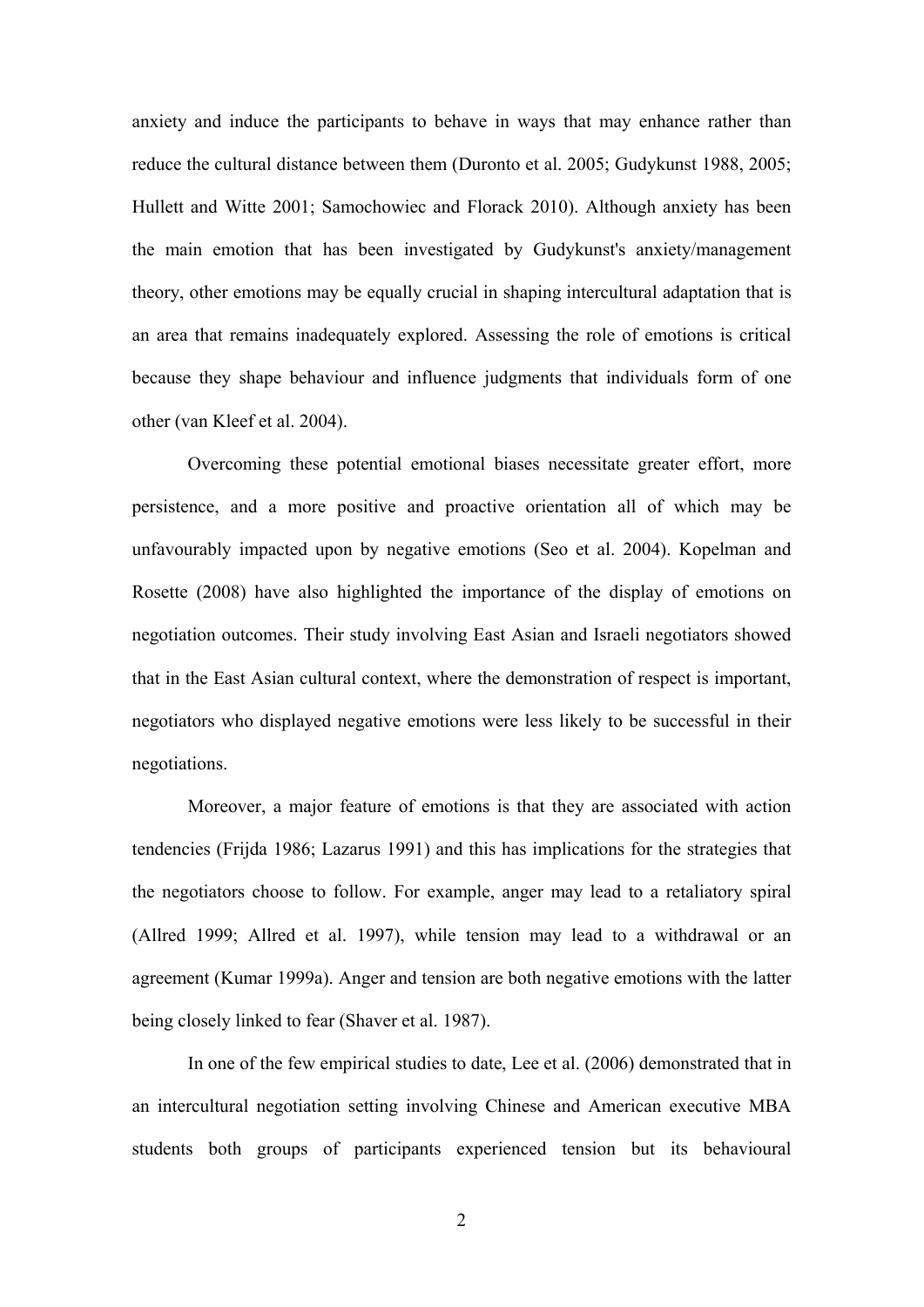anxiety and induce the participants to behave in ways that may enhance rather than reduce the cultural distance between them (Duronto et al. 2005; Gudykunst 1988, 2005; Hullett and Witte 2001; Samochowiec and Florack 2010). Although anxiety has been the main emotion that has been investigated by Gudykunst's anxiety/management theory, other emotions may be equally crucial in shaping intercultural adaptation that is an area that remains inadequately explored. Assessing the role of emotions is critical because they shape behaviour and influence judgments that individuals form of one other (van Kleef et al. 2004).

Overcoming these potential emotional biases necessitate greater effort, more persistence, and a more positive and proactive orientation all of which may be unfavourably impacted upon by negative emotions (Seo et al. 2004). Kopelman and Rosette (2008) have also highlighted the importance of the display of emotions on negotiation outcomes. Their study involving East Asian and Israeli negotiators showed that in the East Asian cultural context, where the demonstration of respect is important, negotiators who displayed negative emotions were less likely to be successful in their negotiations.

Moreover, a major feature of emotions is that they are associated with action tendencies (Frijda 1986; Lazarus 1991) and this has implications for the strategies that the negotiators choose to follow. For example, anger may lead to a retaliatory spiral (Allred 1999; Allred et al. 1997), while tension may lead to a withdrawal or an agreement (Kumar 1999a). Anger and tension are both negative emotions with the latter being closely linked to fear (Shaver et al. 1987).

In one of the few empirical studies to date, Lee et al. (2006) demonstrated that in an intercultural negotiation setting involving Chinese and American executive MBA students both groups of participants experienced tension but its behavioural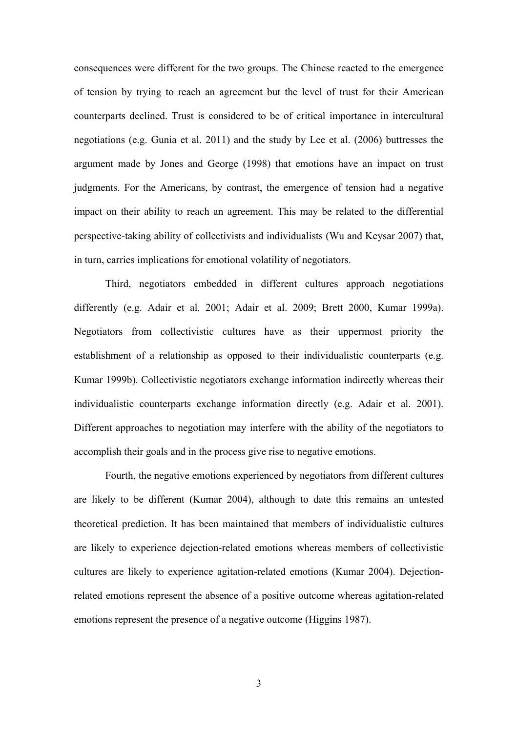consequences were different for the two groups. The Chinese reacted to the emergence of tension by trying to reach an agreement but the level of trust for their American counterparts declined. Trust is considered to be of critical importance in intercultural negotiations (e.g. Gunia et al. 2011) and the study by Lee et al. (2006) buttresses the argument made by Jones and George (1998) that emotions have an impact on trust judgments. For the Americans, by contrast, the emergence of tension had a negative impact on their ability to reach an agreement. This may be related to the differential perspective-taking ability of collectivists and individualists (Wu and Keysar 2007) that, in turn, carries implications for emotional volatility of negotiators.

Third, negotiators embedded in different cultures approach negotiations differently (e.g. Adair et al. 2001; Adair et al. 2009; Brett 2000, Kumar 1999a). Negotiators from collectivistic cultures have as their uppermost priority the establishment of a relationship as opposed to their individualistic counterparts (e.g. Kumar 1999b). Collectivistic negotiators exchange information indirectly whereas their individualistic counterparts exchange information directly (e.g. Adair et al. 2001). Different approaches to negotiation may interfere with the ability of the negotiators to accomplish their goals and in the process give rise to negative emotions.

Fourth, the negative emotions experienced by negotiators from different cultures are likely to be different (Kumar 2004), although to date this remains an untested theoretical prediction. It has been maintained that members of individualistic cultures are likely to experience dejection-related emotions whereas members of collectivistic cultures are likely to experience agitation-related emotions (Kumar 2004). Dejection-related emotions represent the absence of a positive outcome whereas agitation-related emotions represent the presence of a negative outcome (Higgins 1987).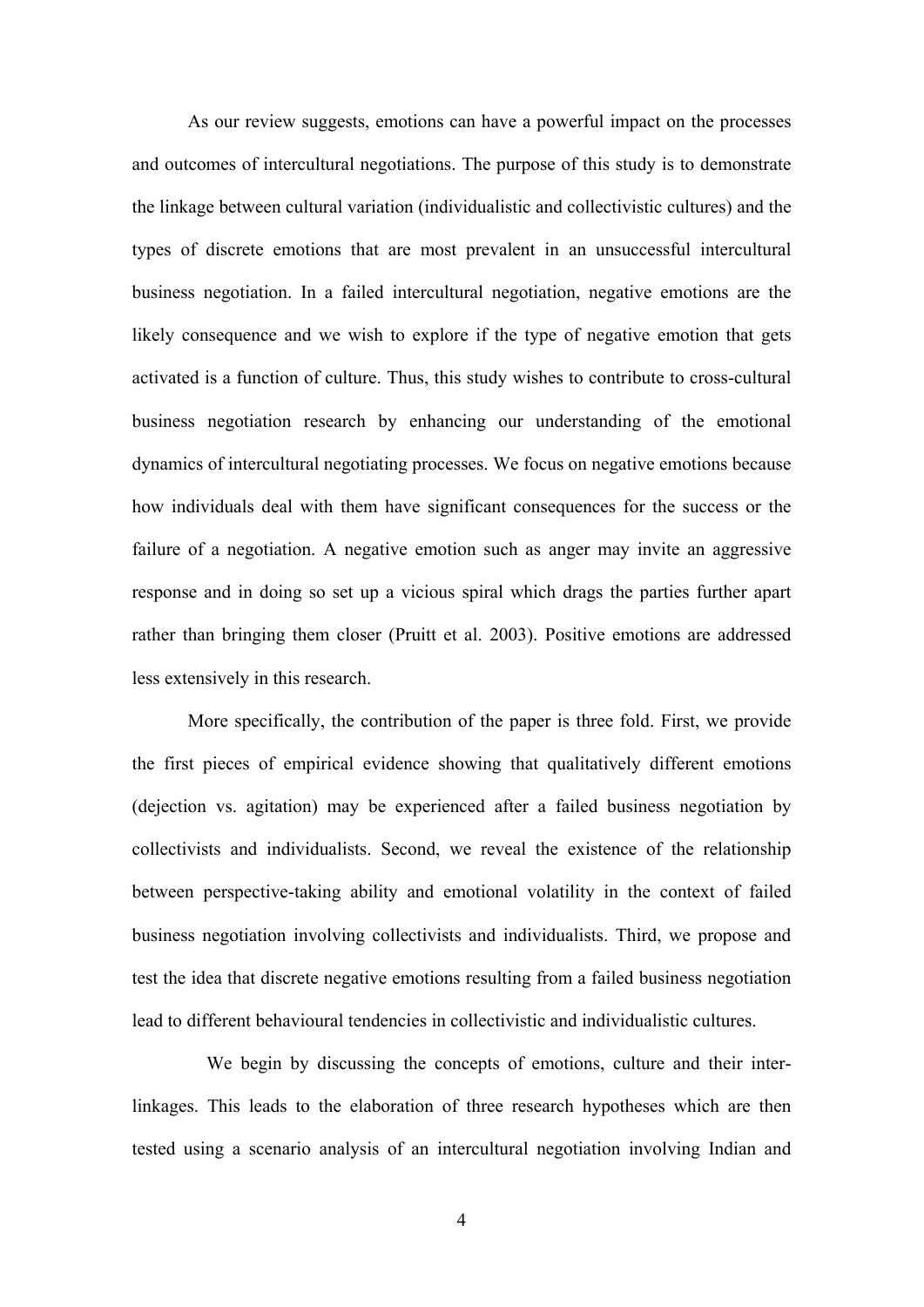As our review suggests, emotions can have a powerful impact on the processes and outcomes of intercultural negotiations. The purpose of this study is to demonstrate the linkage between cultural variation (individualistic and collectivistic cultures) and the types of discrete emotions that are most prevalent in an unsuccessful intercultural business negotiation. In a failed intercultural negotiation, negative emotions are the likely consequence and we wish to explore if the type of negative emotion that gets activated is a function of culture. Thus, this study wishes to contribute to cross-cultural business negotiation research by enhancing our understanding of the emotional dynamics of intercultural negotiating processes. We focus on negative emotions because how individuals deal with them have significant consequences for the success or the failure of a negotiation. A negative emotion such as anger may invite an aggressive response and in doing so set up a vicious spiral which drags the parties further apart rather than bringing them closer (Pruitt et al. 2003). Positive emotions are addressed less extensively in this research.

More specifically, the contribution of the paper is three fold. First, we provide the first pieces of empirical evidence showing that qualitatively different emotions (dejection vs. agitation) may be experienced after a failed business negotiation by collectivists and individualists. Second, we reveal the existence of the relationship between perspective-taking ability and emotional volatility in the context of failed business negotiation involving collectivists and individualists. Third, we propose and test the idea that discrete negative emotions resulting from a failed business negotiation lead to different behavioural tendencies in collectivistic and individualistic cultures.

We begin by discussing the concepts of emotions, culture and their inter-linkages. This leads to the elaboration of three research hypotheses which are then tested using a scenario analysis of an intercultural negotiation involving Indian and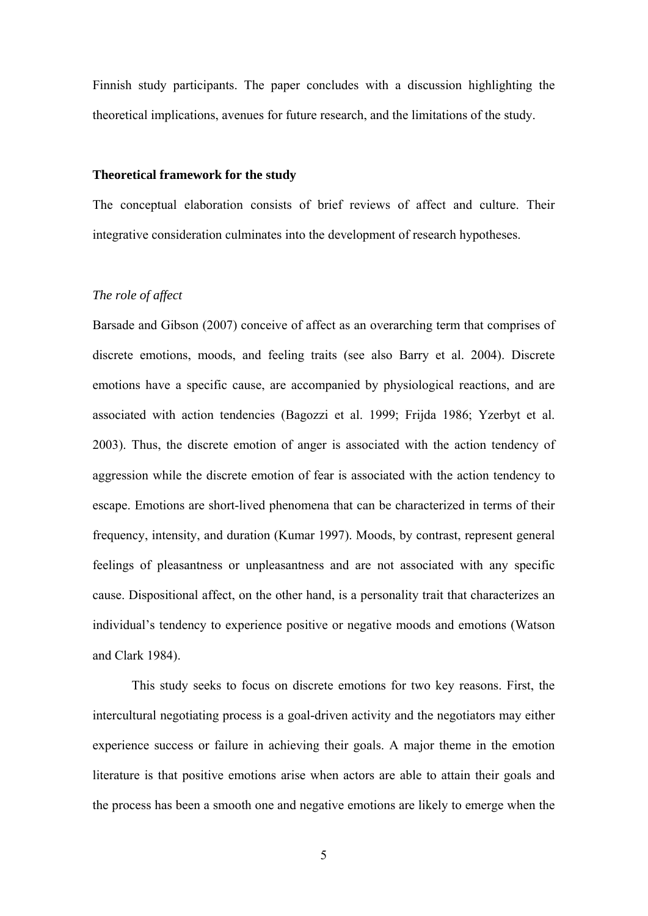Finnish study participants. The paper concludes with a discussion highlighting the theoretical implications, avenues for future research, and the limitations of the study.

## Theoretical framework for the study

The conceptual elaboration consists of brief reviews of affect and culture. Their integrative consideration culminates into the development of research hypotheses.

### *The role of affect*

Barsade and Gibson (2007) conceive of affect as an overarching term that comprises of discrete emotions, moods, and feeling traits (see also Barry et al. 2004). Discrete emotions have a specific cause, are accompanied by physiological reactions, and are associated with action tendencies (Bagozzi et al. 1999; Frijda 1986; Yzerbyt et al. 2003). Thus, the discrete emotion of anger is associated with the action tendency of aggression while the discrete emotion of fear is associated with the action tendency to escape. Emotions are short-lived phenomena that can be characterized in terms of their frequency, intensity, and duration (Kumar 1997). Moods, by contrast, represent general feelings of pleasantness or unpleasantness and are not associated with any specific cause. Dispositional affect, on the other hand, is a personality trait that characterizes an individual's tendency to experience positive or negative moods and emotions (Watson and Clark 1984).

This study seeks to focus on discrete emotions for two key reasons. First, the intercultural negotiating process is a goal-driven activity and the negotiators may either experience success or failure in achieving their goals. A major theme in the emotion literature is that positive emotions arise when actors are able to attain their goals and the process has been a smooth one and negative emotions are likely to emerge when the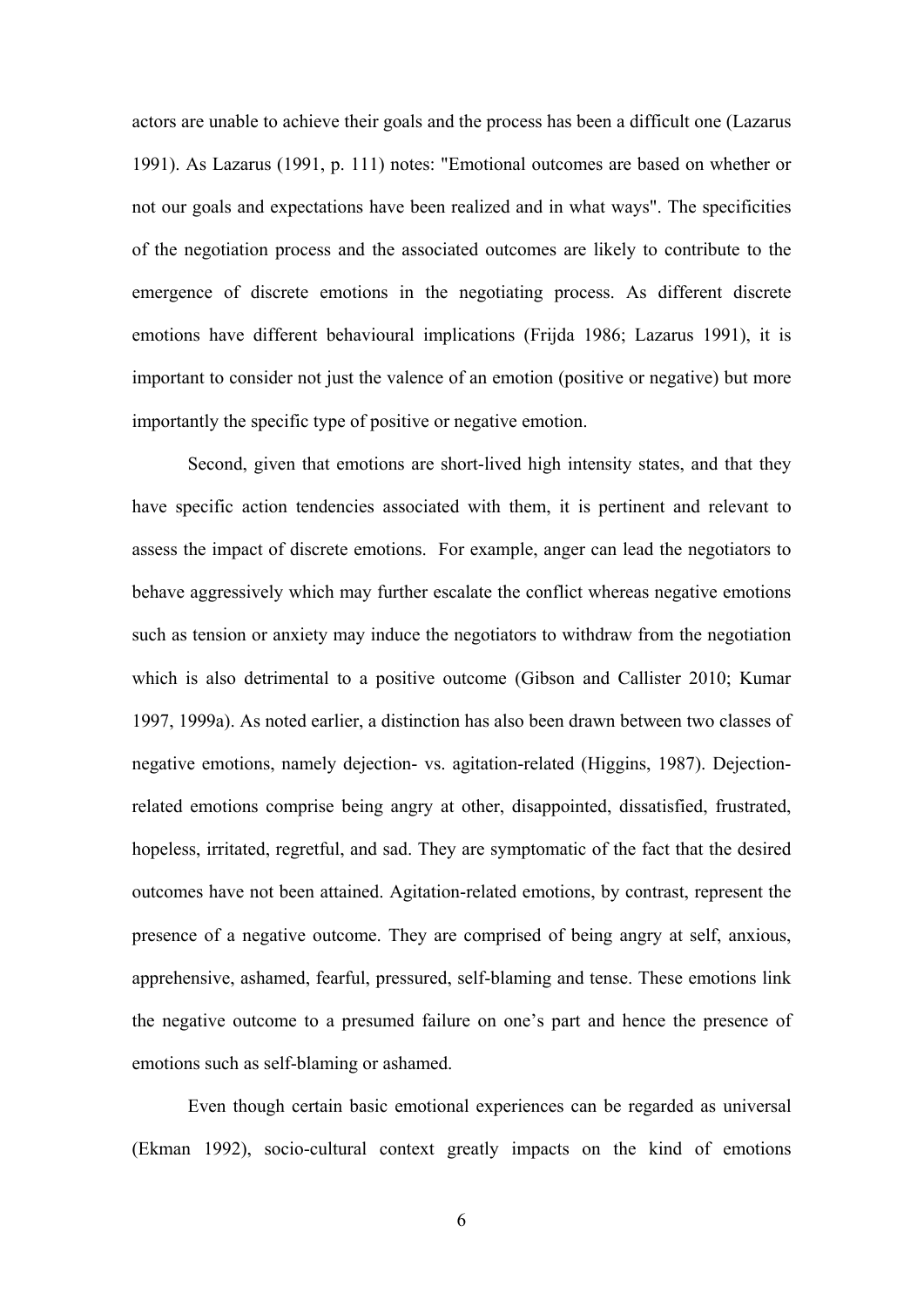actors are unable to achieve their goals and the process has been a difficult one (Lazarus 1991). As Lazarus (1991, p. 111) notes: "Emotional outcomes are based on whether or not our goals and expectations have been realized and in what ways". The specificities of the negotiation process and the associated outcomes are likely to contribute to the emergence of discrete emotions in the negotiating process. As different discrete emotions have different behavioural implications (Frijda 1986; Lazarus 1991), it is important to consider not just the valence of an emotion (positive or negative) but more importantly the specific type of positive or negative emotion.

Second, given that emotions are short-lived high intensity states, and that they have specific action tendencies associated with them, it is pertinent and relevant to assess the impact of discrete emotions. For example, anger can lead the negotiators to behave aggressively which may further escalate the conflict whereas negative emotions such as tension or anxiety may induce the negotiators to withdraw from the negotiation which is also detrimental to a positive outcome (Gibson and Callister 2010; Kumar 1997, 1999a). As noted earlier, a distinction has also been drawn between two classes of negative emotions, namely dejection- vs. agitation-related (Higgins, 1987). Dejection-related emotions comprise being angry at other, disappointed, dissatisfied, frustrated, hopeless, irritated, regretful, and sad. They are symptomatic of the fact that the desired outcomes have not been attained. Agitation-related emotions, by contrast, represent the presence of a negative outcome. They are comprised of being angry at self, anxious, apprehensive, ashamed, fearful, pressured, self-blaming and tense. These emotions link the negative outcome to a presumed failure on one's part and hence the presence of emotions such as self-blaming or ashamed.

Even though certain basic emotional experiences can be regarded as universal (Ekman 1992), socio-cultural context greatly impacts on the kind of emotions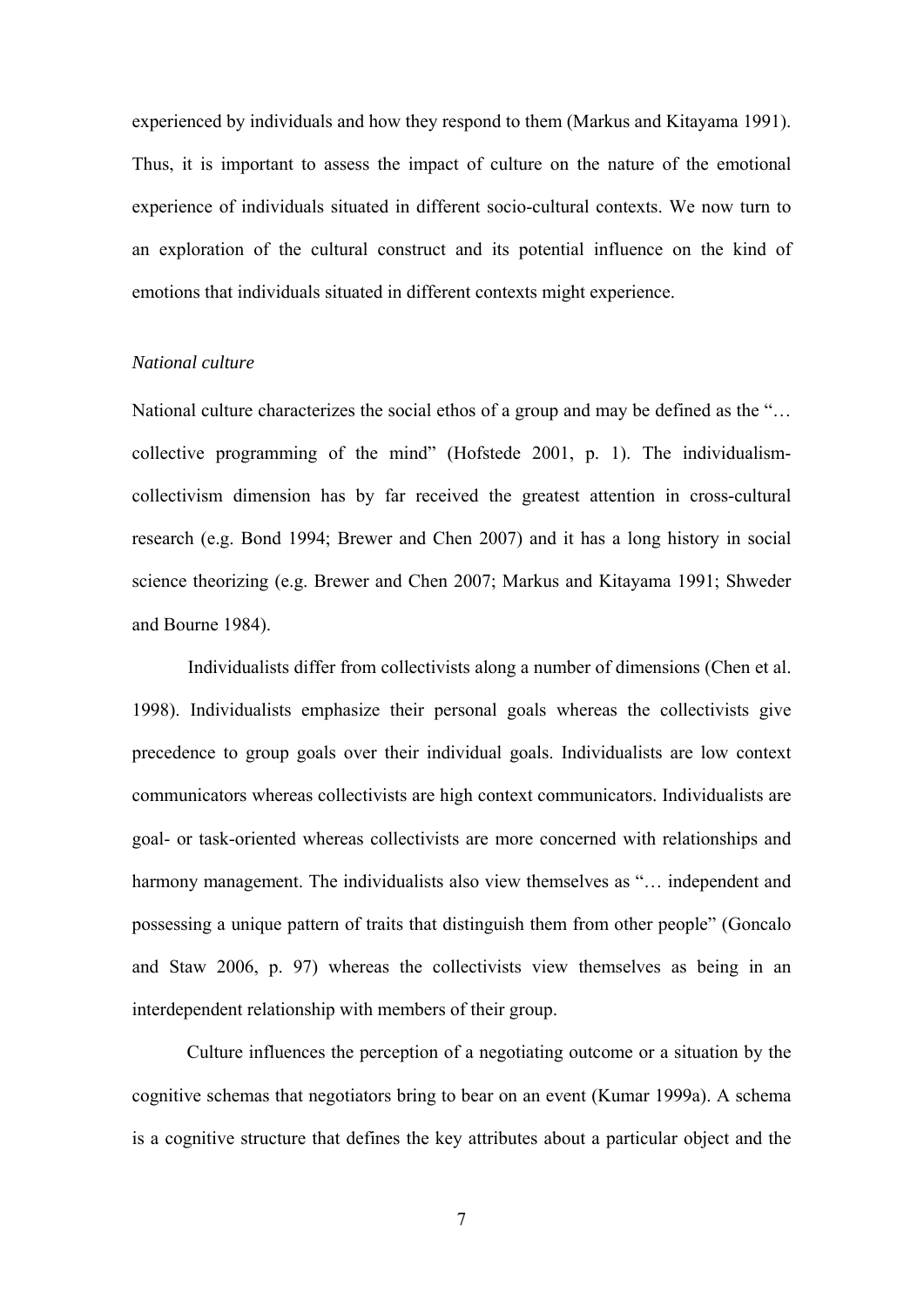experienced by individuals and how they respond to them (Markus and Kitayama 1991). Thus, it is important to assess the impact of culture on the nature of the emotional experience of individuals situated in different socio-cultural contexts. We now turn to an exploration of the cultural construct and its potential influence on the kind of emotions that individuals situated in different contexts might experience.

*National culture*

National culture characterizes the social ethos of a group and may be defined as the "… collective programming of the mind" (Hofstede 2001, p. 1). The individualism-collectivism dimension has by far received the greatest attention in cross-cultural research (e.g. Bond 1994; Brewer and Chen 2007) and it has a long history in social science theorizing (e.g. Brewer and Chen 2007; Markus and Kitayama 1991; Shweder and Bourne 1984).

Individualists differ from collectivists along a number of dimensions (Chen et al. 1998). Individualists emphasize their personal goals whereas the collectivists give precedence to group goals over their individual goals. Individualists are low context communicators whereas collectivists are high context communicators. Individualists are goal- or task-oriented whereas collectivists are more concerned with relationships and harmony management. The individualists also view themselves as "… independent and possessing a unique pattern of traits that distinguish them from other people" (Goncalo and Staw 2006, p. 97) whereas the collectivists view themselves as being in an interdependent relationship with members of their group.

Culture influences the perception of a negotiating outcome or a situation by the cognitive schemas that negotiators bring to bear on an event (Kumar 1999a). A schema is a cognitive structure that defines the key attributes about a particular object and the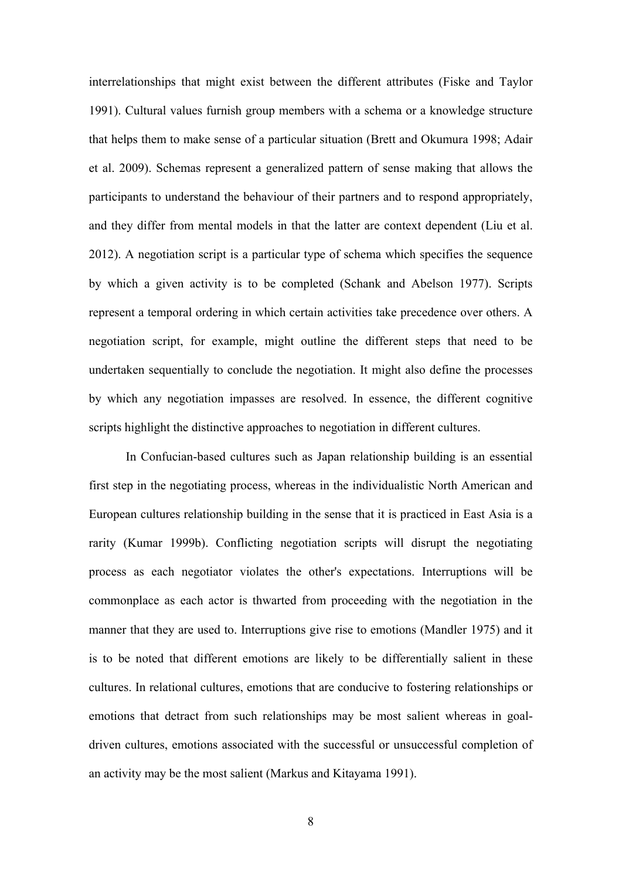interrelationships that might exist between the different attributes (Fiske and Taylor 1991). Cultural values furnish group members with a schema or a knowledge structure that helps them to make sense of a particular situation (Brett and Okumura 1998; Adair et al. 2009). Schemas represent a generalized pattern of sense making that allows the participants to understand the behaviour of their partners and to respond appropriately, and they differ from mental models in that the latter are context dependent (Liu et al. 2012). A negotiation script is a particular type of schema which specifies the sequence by which a given activity is to be completed (Schank and Abelson 1977). Scripts represent a temporal ordering in which certain activities take precedence over others. A negotiation script, for example, might outline the different steps that need to be undertaken sequentially to conclude the negotiation. It might also define the processes by which any negotiation impasses are resolved. In essence, the different cognitive scripts highlight the distinctive approaches to negotiation in different cultures.

In Confucian-based cultures such as Japan relationship building is an essential first step in the negotiating process, whereas in the individualistic North American and European cultures relationship building in the sense that it is practiced in East Asia is a rarity (Kumar 1999b). Conflicting negotiation scripts will disrupt the negotiating process as each negotiator violates the other's expectations. Interruptions will be commonplace as each actor is thwarted from proceeding with the negotiation in the manner that they are used to. Interruptions give rise to emotions (Mandler 1975) and it is to be noted that different emotions are likely to be differentially salient in these cultures. In relational cultures, emotions that are conducive to fostering relationships or emotions that detract from such relationships may be most salient whereas in goal-driven cultures, emotions associated with the successful or unsuccessful completion of an activity may be the most salient (Markus and Kitayama 1991).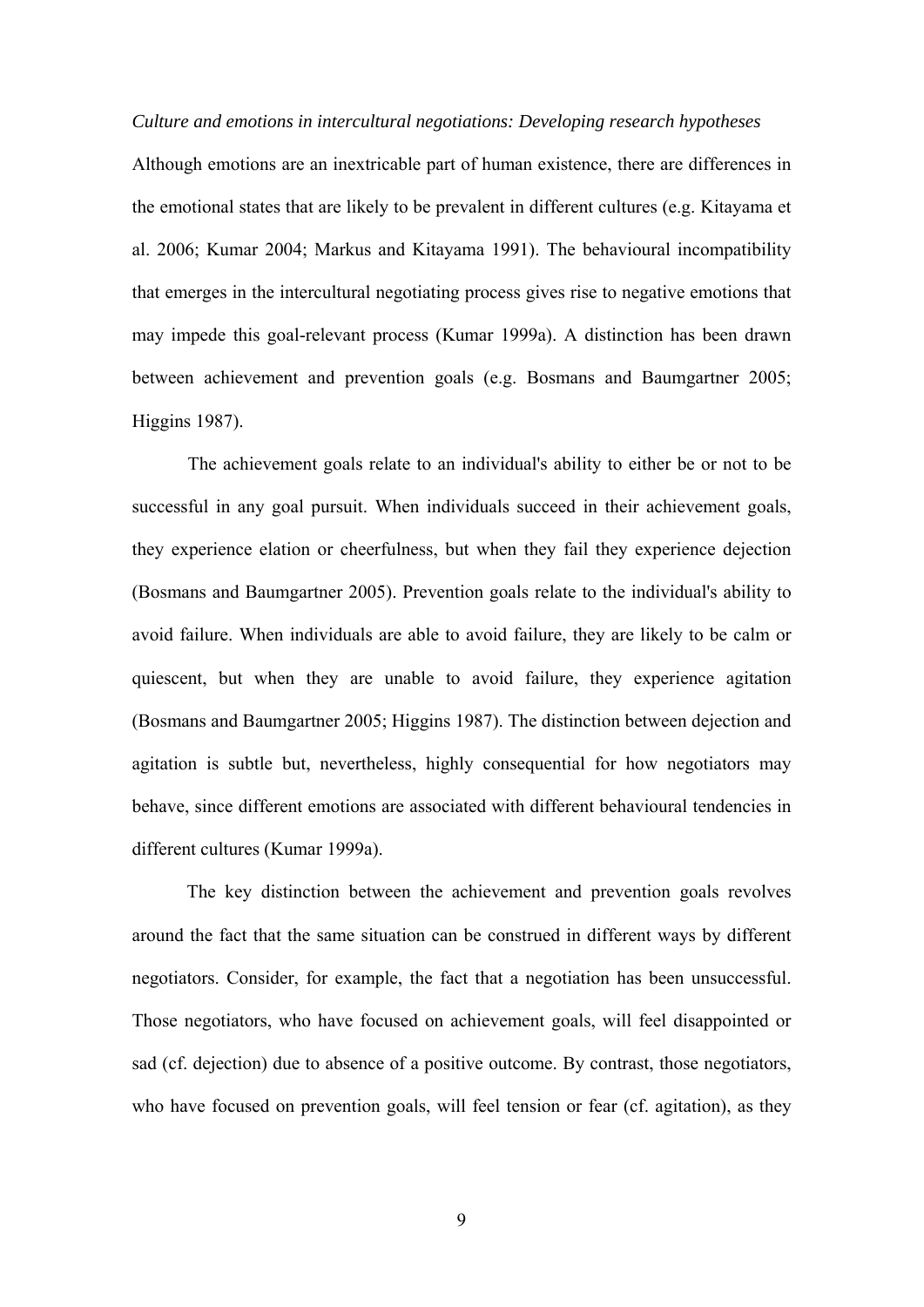*Culture and emotions in intercultural negotiations: Developing research hypotheses*

Although emotions are an inextricable part of human existence, there are differences in the emotional states that are likely to be prevalent in different cultures (e.g. Kitayama et al. 2006; Kumar 2004; Markus and Kitayama 1991). The behavioural incompatibility that emerges in the intercultural negotiating process gives rise to negative emotions that may impede this goal-relevant process (Kumar 1999a). A distinction has been drawn between achievement and prevention goals (e.g. Bosmans and Baumgartner 2005; Higgins 1987).

The achievement goals relate to an individual's ability to either be or not to be successful in any goal pursuit. When individuals succeed in their achievement goals, they experience elation or cheerfulness, but when they fail they experience dejection (Bosmans and Baumgartner 2005). Prevention goals relate to the individual's ability to avoid failure. When individuals are able to avoid failure, they are likely to be calm or quiescent, but when they are unable to avoid failure, they experience agitation (Bosmans and Baumgartner 2005; Higgins 1987). The distinction between dejection and agitation is subtle but, nevertheless, highly consequential for how negotiators may behave, since different emotions are associated with different behavioural tendencies in different cultures (Kumar 1999a).

The key distinction between the achievement and prevention goals revolves around the fact that the same situation can be construed in different ways by different negotiators. Consider, for example, the fact that a negotiation has been unsuccessful. Those negotiators, who have focused on achievement goals, will feel disappointed or sad (cf. dejection) due to absence of a positive outcome. By contrast, those negotiators, who have focused on prevention goals, will feel tension or fear (cf. agitation), as they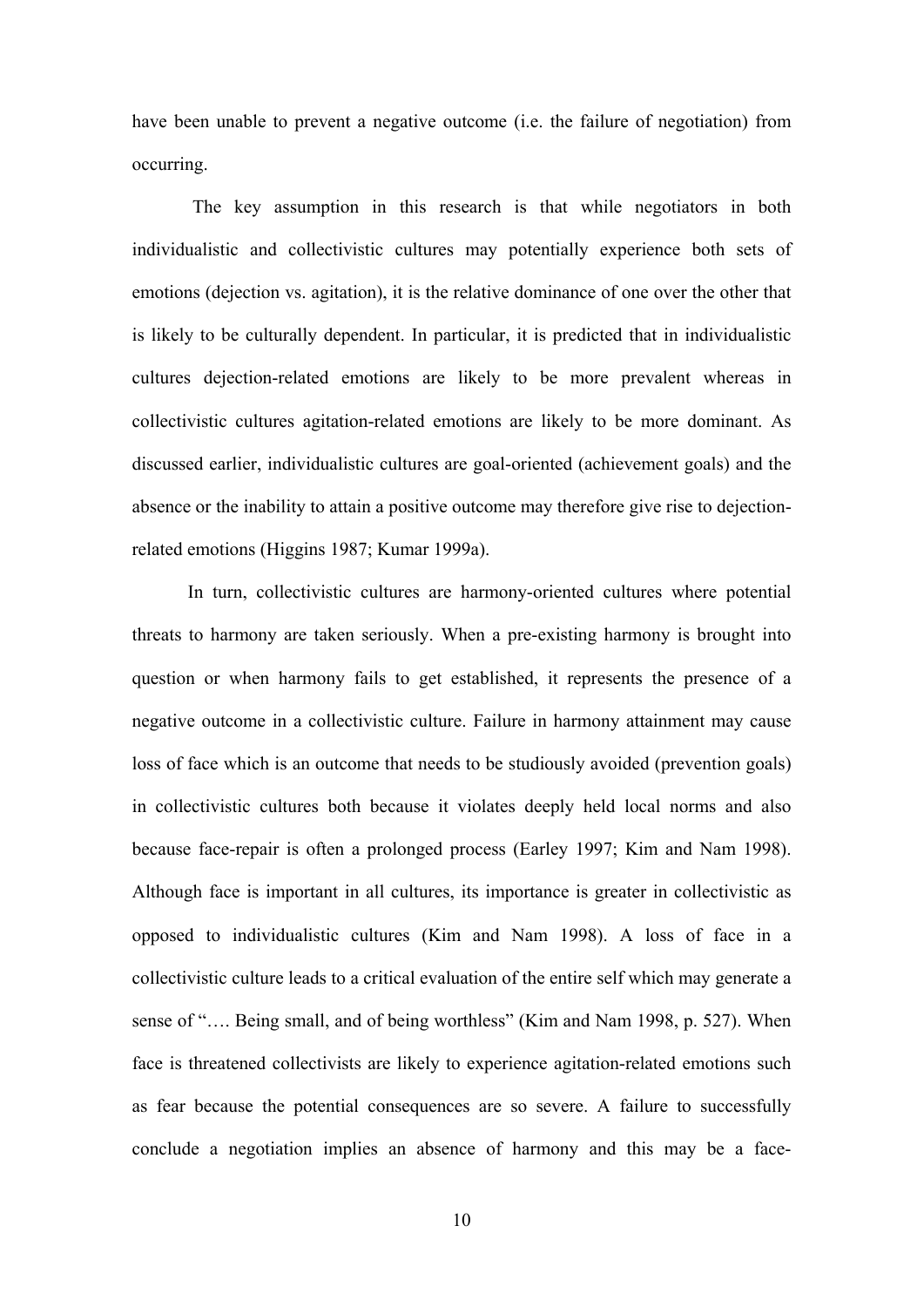have been unable to prevent a negative outcome (i.e. the failure of negotiation) from occurring.

The key assumption in this research is that while negotiators in both individualistic and collectivistic cultures may potentially experience both sets of emotions (dejection vs. agitation), it is the relative dominance of one over the other that is likely to be culturally dependent. In particular, it is predicted that in individualistic cultures dejection-related emotions are likely to be more prevalent whereas in collectivistic cultures agitation-related emotions are likely to be more dominant. As discussed earlier, individualistic cultures are goal-oriented (achievement goals) and the absence or the inability to attain a positive outcome may therefore give rise to dejection-related emotions (Higgins 1987; Kumar 1999a).

In turn, collectivistic cultures are harmony-oriented cultures where potential threats to harmony are taken seriously. When a pre-existing harmony is brought into question or when harmony fails to get established, it represents the presence of a negative outcome in a collectivistic culture. Failure in harmony attainment may cause loss of face which is an outcome that needs to be studiously avoided (prevention goals) in collectivistic cultures both because it violates deeply held local norms and also because face-repair is often a prolonged process (Earley 1997; Kim and Nam 1998). Although face is important in all cultures, its importance is greater in collectivistic as opposed to individualistic cultures (Kim and Nam 1998). A loss of face in a collectivistic culture leads to a critical evaluation of the entire self which may generate a sense of "…. Being small, and of being worthless" (Kim and Nam 1998, p. 527). When face is threatened collectivists are likely to experience agitation-related emotions such as fear because the potential consequences are so severe. A failure to successfully conclude a negotiation implies an absence of harmony and this may be a face-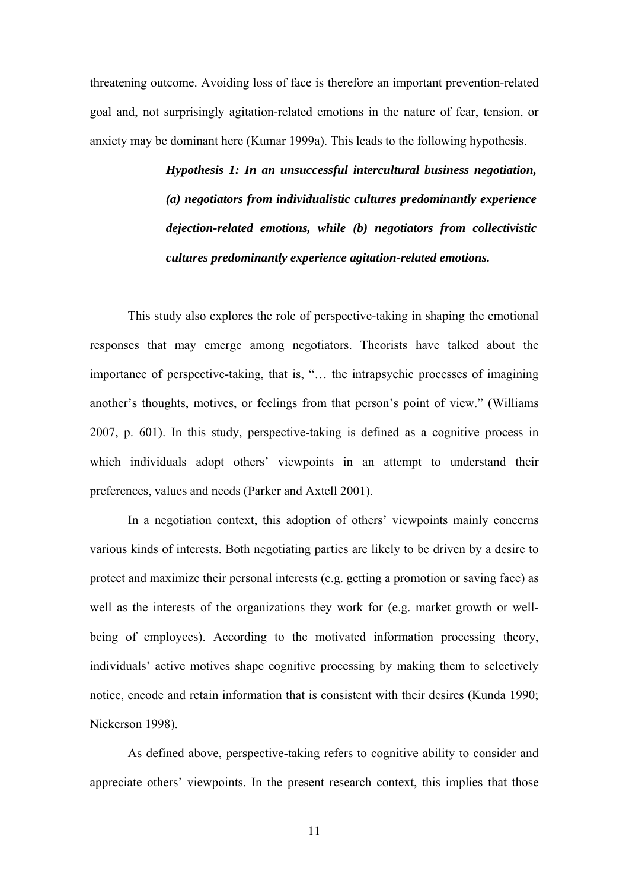threatening outcome. Avoiding loss of face is therefore an important prevention-related goal and, not surprisingly agitation-related emotions in the nature of fear, tension, or anxiety may be dominant here (Kumar 1999a). This leads to the following hypothesis.

> ***Hypothesis 1: In an unsuccessful intercultural business negotiation, (a) negotiators from individualistic cultures predominantly experience dejection-related emotions, while (b) negotiators from collectivistic cultures predominantly experience agitation-related emotions.***

This study also explores the role of perspective-taking in shaping the emotional responses that may emerge among negotiators. Theorists have talked about the importance of perspective-taking, that is, "… the intrapsychic processes of imagining another's thoughts, motives, or feelings from that person's point of view." (Williams 2007, p. 601). In this study, perspective-taking is defined as a cognitive process in which individuals adopt others' viewpoints in an attempt to understand their preferences, values and needs (Parker and Axtell 2001).

In a negotiation context, this adoption of others' viewpoints mainly concerns various kinds of interests. Both negotiating parties are likely to be driven by a desire to protect and maximize their personal interests (e.g. getting a promotion or saving face) as well as the interests of the organizations they work for (e.g. market growth or well-being of employees). According to the motivated information processing theory, individuals' active motives shape cognitive processing by making them to selectively notice, encode and retain information that is consistent with their desires (Kunda 1990; Nickerson 1998).

As defined above, perspective-taking refers to cognitive ability to consider and appreciate others' viewpoints. In the present research context, this implies that those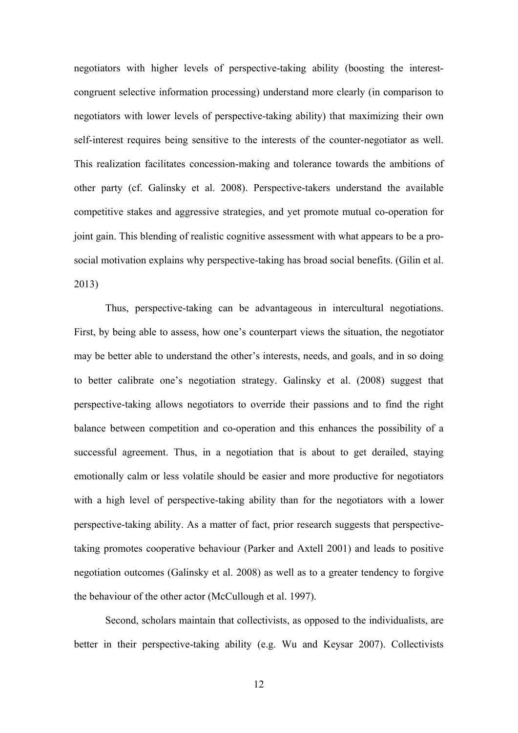negotiators with higher levels of perspective-taking ability (boosting the interest-congruent selective information processing) understand more clearly (in comparison to negotiators with lower levels of perspective-taking ability) that maximizing their own self-interest requires being sensitive to the interests of the counter-negotiator as well. This realization facilitates concession-making and tolerance towards the ambitions of other party (cf. Galinsky et al. 2008). Perspective-takers understand the available competitive stakes and aggressive strategies, and yet promote mutual co-operation for joint gain. This blending of realistic cognitive assessment with what appears to be a pro-social motivation explains why perspective-taking has broad social benefits. (Gilin et al. 2013)

Thus, perspective-taking can be advantageous in intercultural negotiations. First, by being able to assess, how one's counterpart views the situation, the negotiator may be better able to understand the other's interests, needs, and goals, and in so doing to better calibrate one's negotiation strategy. Galinsky et al. (2008) suggest that perspective-taking allows negotiators to override their passions and to find the right balance between competition and co-operation and this enhances the possibility of a successful agreement. Thus, in a negotiation that is about to get derailed, staying emotionally calm or less volatile should be easier and more productive for negotiators with a high level of perspective-taking ability than for the negotiators with a lower perspective-taking ability. As a matter of fact, prior research suggests that perspective-taking promotes cooperative behaviour (Parker and Axtell 2001) and leads to positive negotiation outcomes (Galinsky et al. 2008) as well as to a greater tendency to forgive the behaviour of the other actor (McCullough et al. 1997).

Second, scholars maintain that collectivists, as opposed to the individualists, are better in their perspective-taking ability (e.g. Wu and Keysar 2007). Collectivists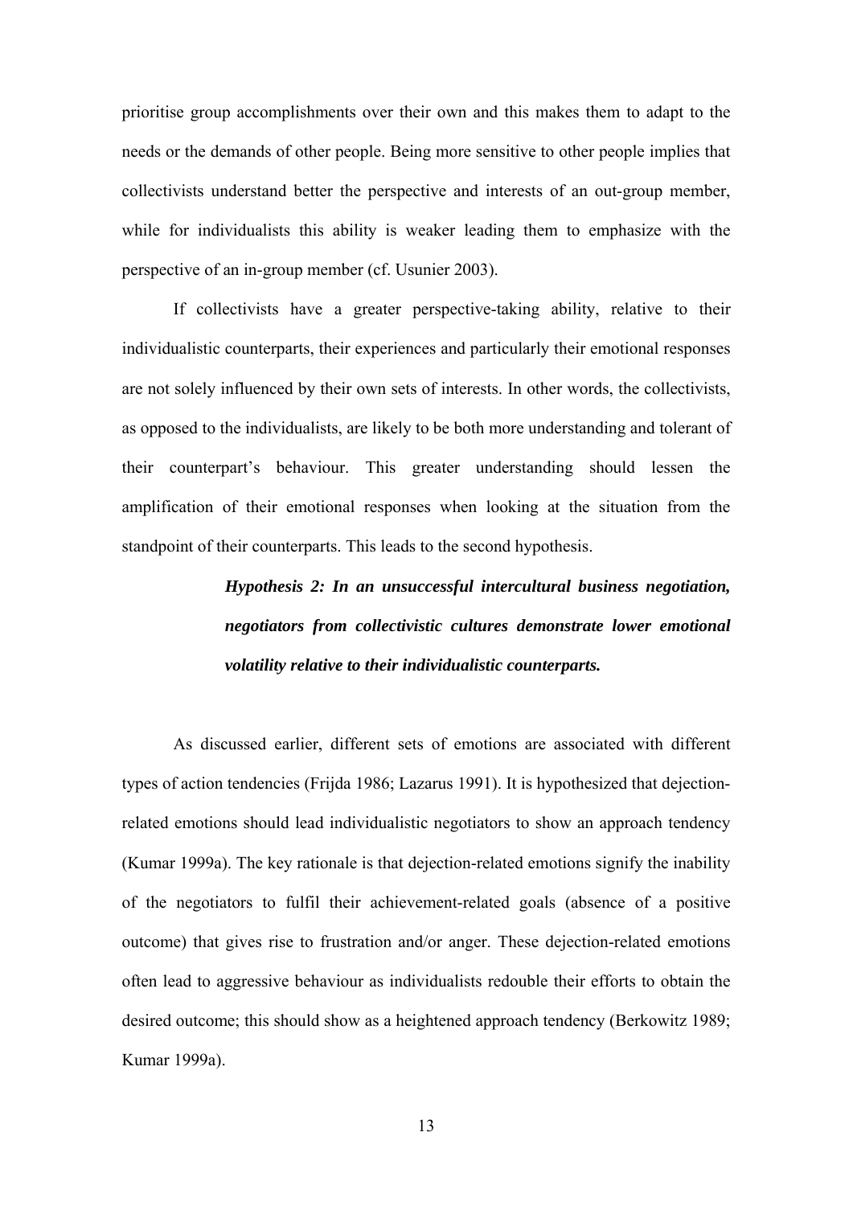prioritise group accomplishments over their own and this makes them to adapt to the needs or the demands of other people. Being more sensitive to other people implies that collectivists understand better the perspective and interests of an out-group member, while for individualists this ability is weaker leading them to emphasize with the perspective of an in-group member (cf. Usunier 2003).

If collectivists have a greater perspective-taking ability, relative to their individualistic counterparts, their experiences and particularly their emotional responses are not solely influenced by their own sets of interests. In other words, the collectivists, as opposed to the individualists, are likely to be both more understanding and tolerant of their counterpart's behaviour. This greater understanding should lessen the amplification of their emotional responses when looking at the situation from the standpoint of their counterparts. This leads to the second hypothesis.

> ***Hypothesis 2: In an unsuccessful intercultural business negotiation, negotiators from collectivistic cultures demonstrate lower emotional volatility relative to their individualistic counterparts.***

As discussed earlier, different sets of emotions are associated with different types of action tendencies (Frijda 1986; Lazarus 1991). It is hypothesized that dejection-related emotions should lead individualistic negotiators to show an approach tendency (Kumar 1999a). The key rationale is that dejection-related emotions signify the inability of the negotiators to fulfil their achievement-related goals (absence of a positive outcome) that gives rise to frustration and/or anger. These dejection-related emotions often lead to aggressive behaviour as individualists redouble their efforts to obtain the desired outcome; this should show as a heightened approach tendency (Berkowitz 1989; Kumar 1999a).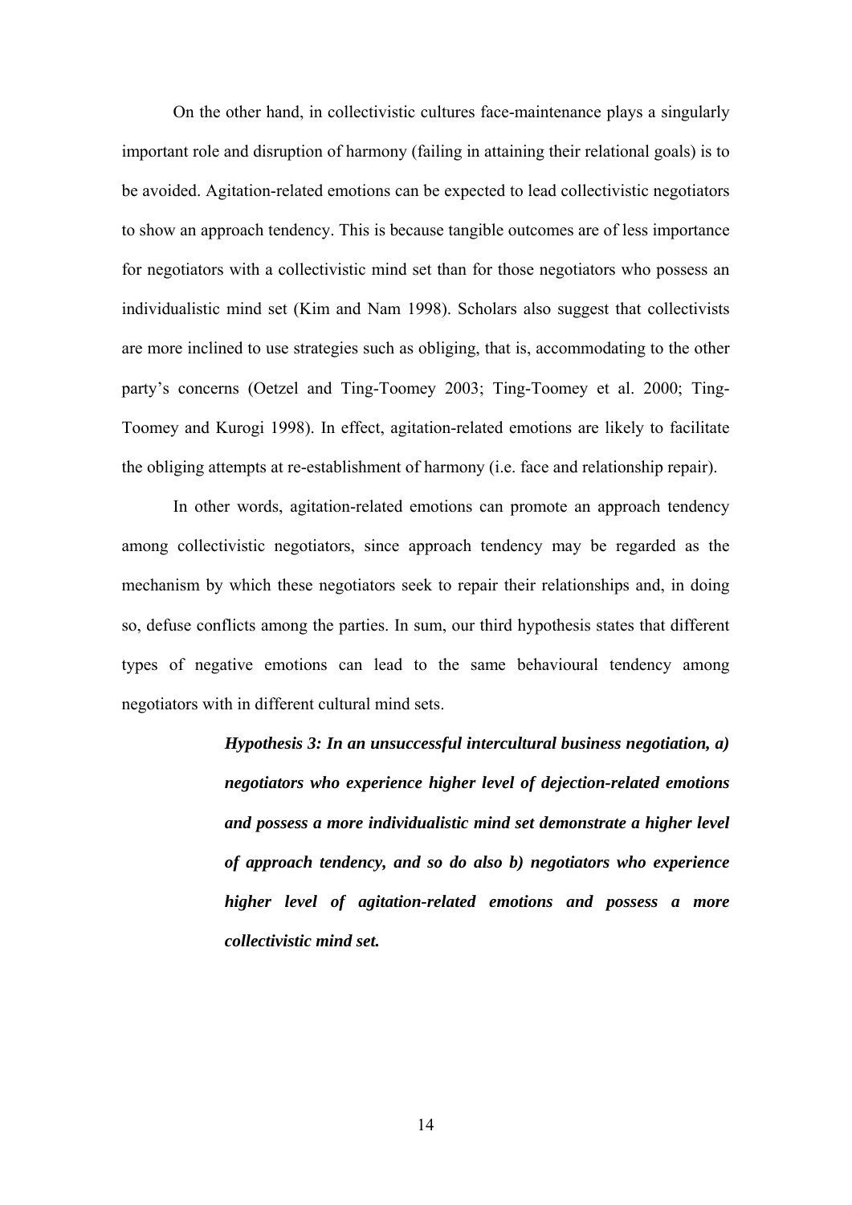On the other hand, in collectivistic cultures face-maintenance plays a singularly important role and disruption of harmony (failing in attaining their relational goals) is to be avoided. Agitation-related emotions can be expected to lead collectivistic negotiators to show an approach tendency. This is because tangible outcomes are of less importance for negotiators with a collectivistic mind set than for those negotiators who possess an individualistic mind set (Kim and Nam 1998). Scholars also suggest that collectivists are more inclined to use strategies such as obliging, that is, accommodating to the other party's concerns (Oetzel and Ting-Toomey 2003; Ting-Toomey et al. 2000; Ting-Toomey and Kurogi 1998). In effect, agitation-related emotions are likely to facilitate the obliging attempts at re-establishment of harmony (i.e. face and relationship repair).

In other words, agitation-related emotions can promote an approach tendency among collectivistic negotiators, since approach tendency may be regarded as the mechanism by which these negotiators seek to repair their relationships and, in doing so, defuse conflicts among the parties. In sum, our third hypothesis states that different types of negative emotions can lead to the same behavioural tendency among negotiators with in different cultural mind sets.

> ***Hypothesis 3: In an unsuccessful intercultural business negotiation, a) negotiators who experience higher level of dejection-related emotions and possess a more individualistic mind set demonstrate a higher level of approach tendency, and so do also b) negotiators who experience higher level of agitation-related emotions and possess a more collectivistic mind set.***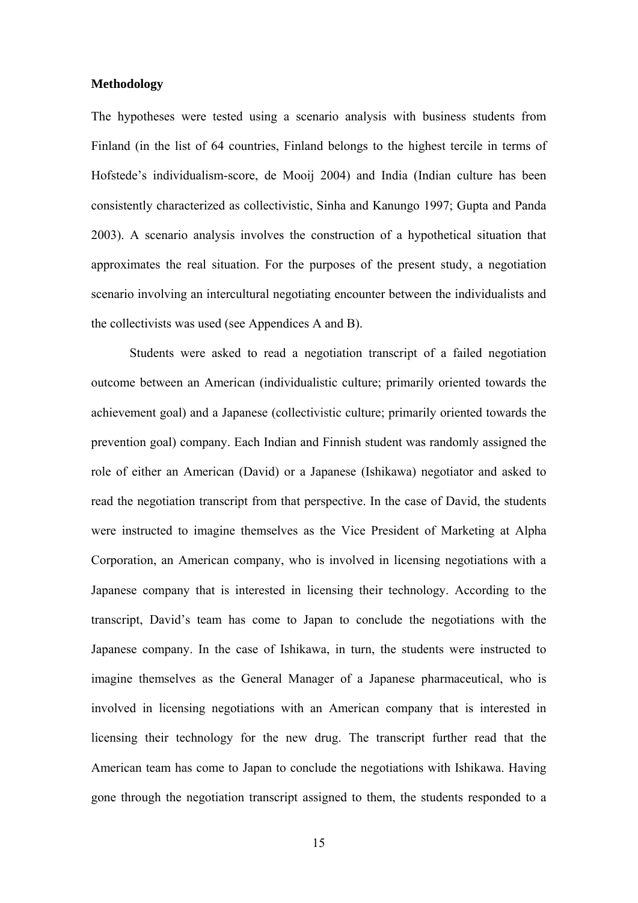**Methodology**

The hypotheses were tested using a scenario analysis with business students from Finland (in the list of 64 countries, Finland belongs to the highest tercile in terms of Hofstede's individualism-score, de Mooij 2004) and India (Indian culture has been consistently characterized as collectivistic, Sinha and Kanungo 1997; Gupta and Panda 2003). A scenario analysis involves the construction of a hypothetical situation that approximates the real situation. For the purposes of the present study, a negotiation scenario involving an intercultural negotiating encounter between the individualists and the collectivists was used (see Appendices A and B).

Students were asked to read a negotiation transcript of a failed negotiation outcome between an American (individualistic culture; primarily oriented towards the achievement goal) and a Japanese (collectivistic culture; primarily oriented towards the prevention goal) company. Each Indian and Finnish student was randomly assigned the role of either an American (David) or a Japanese (Ishikawa) negotiator and asked to read the negotiation transcript from that perspective. In the case of David, the students were instructed to imagine themselves as the Vice President of Marketing at Alpha Corporation, an American company, who is involved in licensing negotiations with a Japanese company that is interested in licensing their technology. According to the transcript, David's team has come to Japan to conclude the negotiations with the Japanese company. In the case of Ishikawa, in turn, the students were instructed to imagine themselves as the General Manager of a Japanese pharmaceutical, who is involved in licensing negotiations with an American company that is interested in licensing their technology for the new drug. The transcript further read that the American team has come to Japan to conclude the negotiations with Ishikawa. Having gone through the negotiation transcript assigned to them, the students responded to a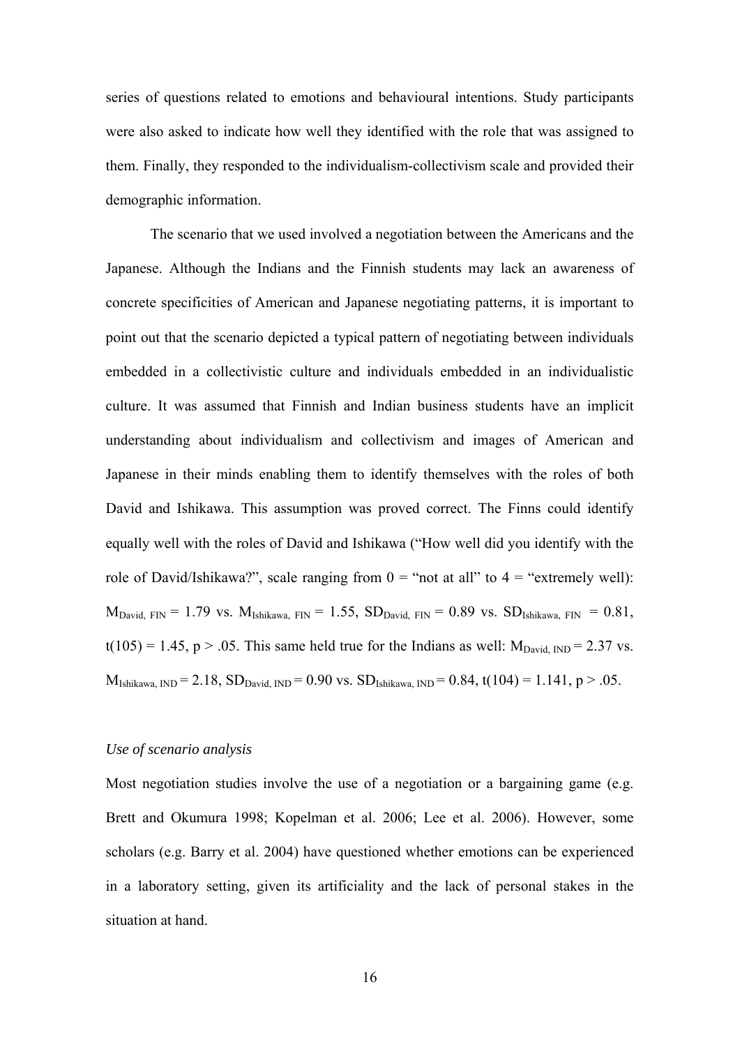series of questions related to emotions and behavioural intentions. Study participants were also asked to indicate how well they identified with the role that was assigned to them. Finally, they responded to the individualism-collectivism scale and provided their demographic information.

The scenario that we used involved a negotiation between the Americans and the Japanese. Although the Indians and the Finnish students may lack an awareness of concrete specificities of American and Japanese negotiating patterns, it is important to point out that the scenario depicted a typical pattern of negotiating between individuals embedded in a collectivistic culture and individuals embedded in an individualistic culture. It was assumed that Finnish and Indian business students have an implicit understanding about individualism and collectivism and images of American and Japanese in their minds enabling them to identify themselves with the roles of both David and Ishikawa. This assumption was proved correct. The Finns could identify equally well with the roles of David and Ishikawa ("How well did you identify with the role of David/Ishikawa?", scale ranging from 0 = "not at all" to 4 = "extremely well"): $M_{David,\ FIN} = 1.79$ vs. $M_{Ishikawa,\ FIN} = 1.55$, $SD_{David,\ FIN} = 0.89$ vs. $SD_{Ishikawa,\ FIN} = 0.81$, $t(105) = 1.45$, $p > .05$. This same held true for the Indians as well: $M_{David,\ IND} = 2.37$ vs. $M_{Ishikawa,\ IND} = 2.18$, $SD_{David,\ IND} = 0.90$ vs. $SD_{Ishikawa,\ IND} = 0.84$, $t(104) = 1.141$, $p > .05$.

*Use of scenario analysis*

Most negotiation studies involve the use of a negotiation or a bargaining game (e.g. Brett and Okumura 1998; Kopelman et al. 2006; Lee et al. 2006). However, some scholars (e.g. Barry et al. 2004) have questioned whether emotions can be experienced in a laboratory setting, given its artificiality and the lack of personal stakes in the situation at hand.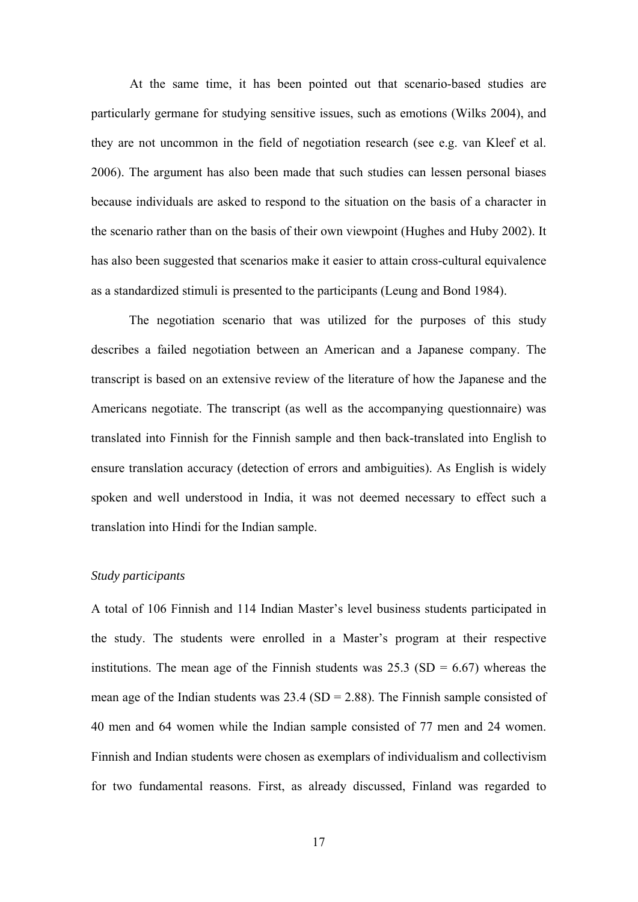At the same time, it has been pointed out that scenario-based studies are particularly germane for studying sensitive issues, such as emotions (Wilks 2004), and they are not uncommon in the field of negotiation research (see e.g. van Kleef et al. 2006). The argument has also been made that such studies can lessen personal biases because individuals are asked to respond to the situation on the basis of a character in the scenario rather than on the basis of their own viewpoint (Hughes and Huby 2002). It has also been suggested that scenarios make it easier to attain cross-cultural equivalence as a standardized stimuli is presented to the participants (Leung and Bond 1984).

The negotiation scenario that was utilized for the purposes of this study describes a failed negotiation between an American and a Japanese company. The transcript is based on an extensive review of the literature of how the Japanese and the Americans negotiate. The transcript (as well as the accompanying questionnaire) was translated into Finnish for the Finnish sample and then back-translated into English to ensure translation accuracy (detection of errors and ambiguities). As English is widely spoken and well understood in India, it was not deemed necessary to effect such a translation into Hindi for the Indian sample.

*Study participants*

A total of 106 Finnish and 114 Indian Master's level business students participated in the study. The students were enrolled in a Master's program at their respective institutions. The mean age of the Finnish students was 25.3 (SD = 6.67) whereas the mean age of the Indian students was 23.4 (SD = 2.88). The Finnish sample consisted of 40 men and 64 women while the Indian sample consisted of 77 men and 24 women. Finnish and Indian students were chosen as exemplars of individualism and collectivism for two fundamental reasons. First, as already discussed, Finland was regarded to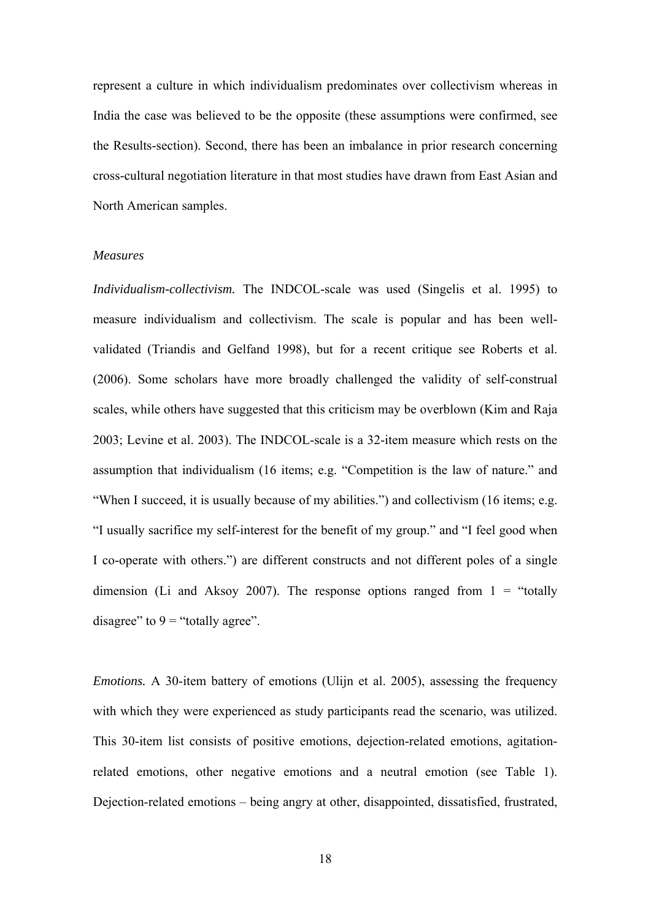represent a culture in which individualism predominates over collectivism whereas in India the case was believed to be the opposite (these assumptions were confirmed, see the Results-section). Second, there has been an imbalance in prior research concerning cross-cultural negotiation literature in that most studies have drawn from East Asian and North American samples.

### *Measures*

*Individualism-collectivism.* The INDCOL-scale was used (Singelis et al. 1995) to measure individualism and collectivism. The scale is popular and has been well-validated (Triandis and Gelfand 1998), but for a recent critique see Roberts et al. (2006). Some scholars have more broadly challenged the validity of self-construal scales, while others have suggested that this criticism may be overblown (Kim and Raja 2003; Levine et al. 2003). The INDCOL-scale is a 32-item measure which rests on the assumption that individualism (16 items; e.g. "Competition is the law of nature." and "When I succeed, it is usually because of my abilities.") and collectivism (16 items; e.g. "I usually sacrifice my self-interest for the benefit of my group." and "I feel good when I co-operate with others.") are different constructs and not different poles of a single dimension (Li and Aksoy 2007). The response options ranged from 1 = "totally disagree" to 9 = "totally agree".

*Emotions.* A 30-item battery of emotions (Ulijn et al. 2005), assessing the frequency with which they were experienced as study participants read the scenario, was utilized. This 30-item list consists of positive emotions, dejection-related emotions, agitation-related emotions, other negative emotions and a neutral emotion (see Table 1). Dejection-related emotions – being angry at other, disappointed, dissatisfied, frustrated,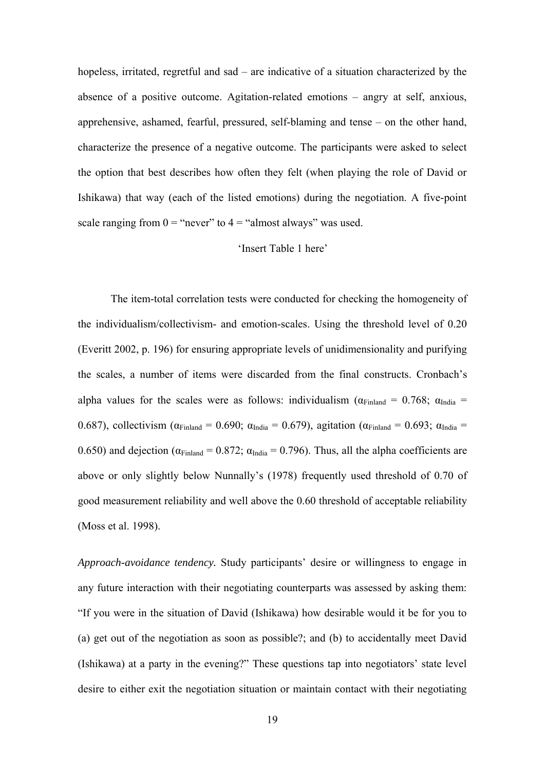hopeless, irritated, regretful and sad – are indicative of a situation characterized by the absence of a positive outcome. Agitation-related emotions – angry at self, anxious, apprehensive, ashamed, fearful, pressured, self-blaming and tense – on the other hand, characterize the presence of a negative outcome. The participants were asked to select the option that best describes how often they felt (when playing the role of David or Ishikawa) that way (each of the listed emotions) during the negotiation. A five-point scale ranging from 0 = "never" to 4 = "almost always" was used.

'Insert Table 1 here'

The item-total correlation tests were conducted for checking the homogeneity of the individualism/collectivism- and emotion-scales. Using the threshold level of 0.20 (Everitt 2002, p. 196) for ensuring appropriate levels of unidimensionality and purifying the scales, a number of items were discarded from the final constructs. Cronbach's alpha values for the scales were as follows: individualism ($\alpha_{Finland}$ = 0.768; $\alpha_{India}$ = 0.687), collectivism ($\alpha_{Finland}$ = 0.690; $\alpha_{India}$ = 0.679), agitation ($\alpha_{Finland}$ = 0.693; $\alpha_{India}$ = 0.650) and dejection ($\alpha_{Finland}$ = 0.872; $\alpha_{India}$ = 0.796). Thus, all the alpha coefficients are above or only slightly below Nunnally's (1978) frequently used threshold of 0.70 of good measurement reliability and well above the 0.60 threshold of acceptable reliability (Moss et al. 1998).

*Approach-avoidance tendency.* Study participants' desire or willingness to engage in any future interaction with their negotiating counterparts was assessed by asking them: "If you were in the situation of David (Ishikawa) how desirable would it be for you to (a) get out of the negotiation as soon as possible?; and (b) to accidentally meet David (Ishikawa) at a party in the evening?" These questions tap into negotiators' state level desire to either exit the negotiation situation or maintain contact with their negotiating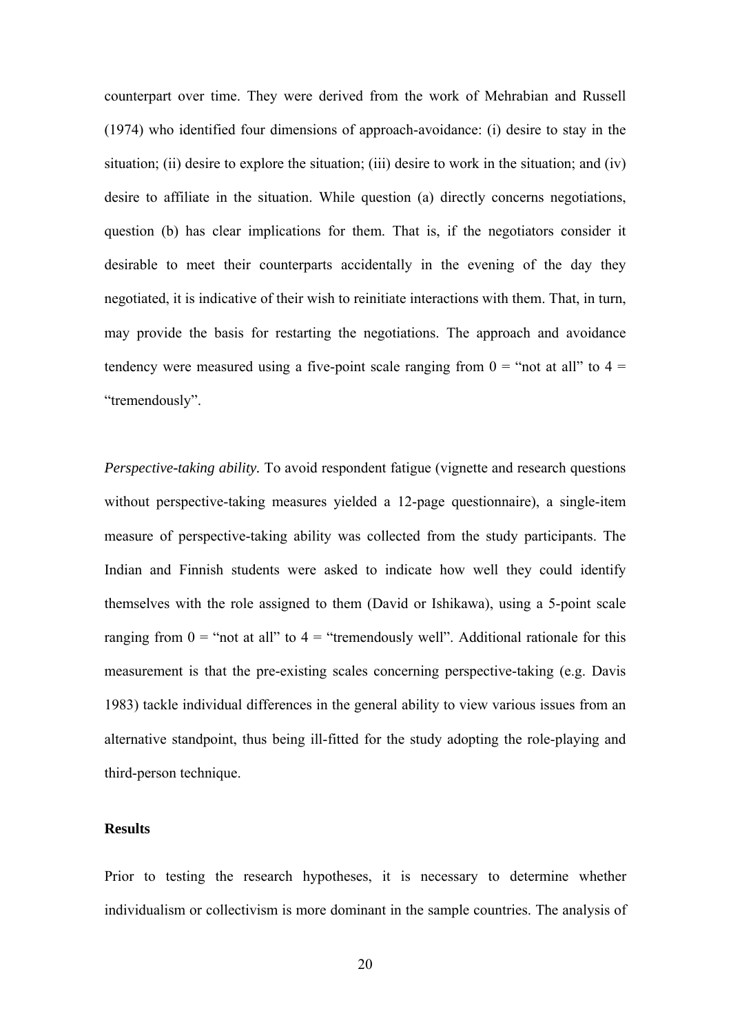counterpart over time. They were derived from the work of Mehrabian and Russell (1974) who identified four dimensions of approach-avoidance: (i) desire to stay in the situation; (ii) desire to explore the situation; (iii) desire to work in the situation; and (iv) desire to affiliate in the situation. While question (a) directly concerns negotiations, question (b) has clear implications for them. That is, if the negotiators consider it desirable to meet their counterparts accidentally in the evening of the day they negotiated, it is indicative of their wish to reinitiate interactions with them. That, in turn, may provide the basis for restarting the negotiations. The approach and avoidance tendency were measured using a five-point scale ranging from 0 = "not at all" to 4 = "tremendously".

*Perspective-taking ability.* To avoid respondent fatigue (vignette and research questions without perspective-taking measures yielded a 12-page questionnaire), a single-item measure of perspective-taking ability was collected from the study participants. The Indian and Finnish students were asked to indicate how well they could identify themselves with the role assigned to them (David or Ishikawa), using a 5-point scale ranging from 0 = "not at all" to 4 = "tremendously well". Additional rationale for this measurement is that the pre-existing scales concerning perspective-taking (e.g. Davis 1983) tackle individual differences in the general ability to view various issues from an alternative standpoint, thus being ill-fitted for the study adopting the role-playing and third-person technique.

**Results**

Prior to testing the research hypotheses, it is necessary to determine whether individualism or collectivism is more dominant in the sample countries. The analysis of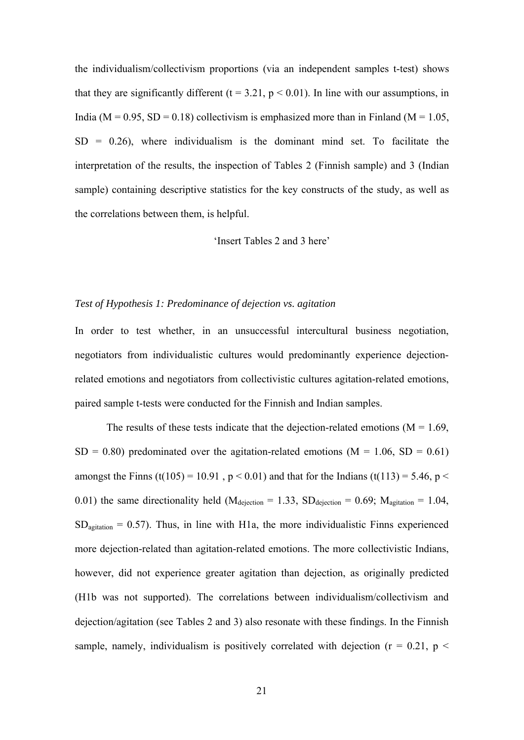the individualism/collectivism proportions (via an independent samples t-test) shows that they are significantly different ($t = 3.21$, $p < 0.01$). In line with our assumptions, in India ($M = 0.95$, $SD = 0.18$) collectivism is emphasized more than in Finland ($M = 1.05$, $SD = 0.26$), where individualism is the dominant mind set. To facilitate the interpretation of the results, the inspection of Tables 2 (Finnish sample) and 3 (Indian sample) containing descriptive statistics for the key constructs of the study, as well as the correlations between them, is helpful.

'Insert Tables 2 and 3 here'

*Test of Hypothesis 1: Predominance of dejection vs. agitation*

In order to test whether, in an unsuccessful intercultural business negotiation, negotiators from individualistic cultures would predominantly experience dejection-related emotions and negotiators from collectivistic cultures agitation-related emotions, paired sample t-tests were conducted for the Finnish and Indian samples.

The results of these tests indicate that the dejection-related emotions ($M = 1.69$, $SD = 0.80$) predominated over the agitation-related emotions ($M = 1.06$, $SD = 0.61$) amongst the Finns ($t(105) = 10.91$, $p < 0.01$) and that for the Indians ($t(113) = 5.46$, $p < 0.01$) the same directionality held ($M_{dejection} = 1.33$, $SD_{dejection} = 0.69$; $M_{agitation} = 1.04$, $SD_{agitation} = 0.57$). Thus, in line with H1a, the more individualistic Finns experienced more dejection-related than agitation-related emotions. The more collectivistic Indians, however, did not experience greater agitation than dejection, as originally predicted (H1b was not supported). The correlations between individualism/collectivism and dejection/agitation (see Tables 2 and 3) also resonate with these findings. In the Finnish sample, namely, individualism is positively correlated with dejection ($r = 0.21$, $p <$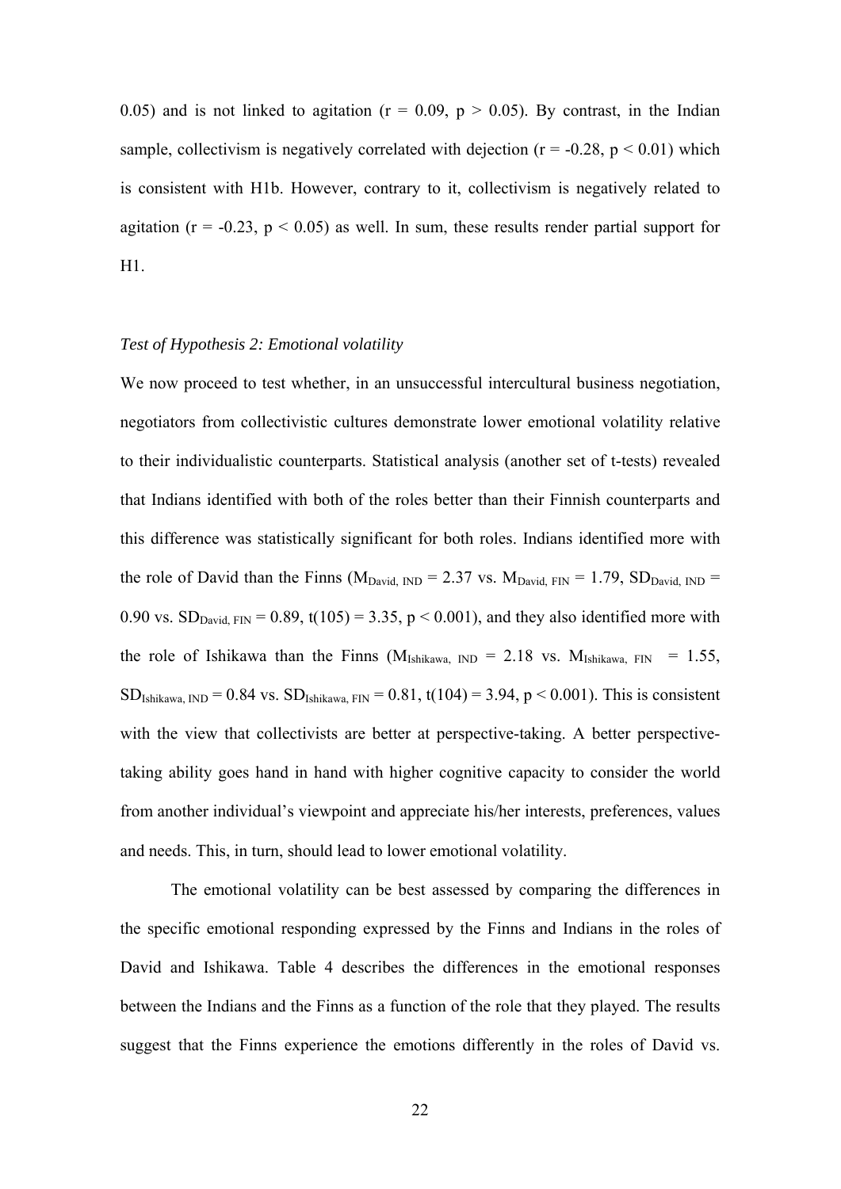0.05) and is not linked to agitation ($r = 0.09$, $p > 0.05$). By contrast, in the Indian sample, collectivism is negatively correlated with dejection ($r = -0.28$, $p < 0.01$) which is consistent with H1b. However, contrary to it, collectivism is negatively related to agitation ($r = -0.23$, $p < 0.05$) as well. In sum, these results render partial support for H1.

*Test of Hypothesis 2: Emotional volatility*

We now proceed to test whether, in an unsuccessful intercultural business negotiation, negotiators from collectivistic cultures demonstrate lower emotional volatility relative to their individualistic counterparts. Statistical analysis (another set of t-tests) revealed that Indians identified with both of the roles better than their Finnish counterparts and this difference was statistically significant for both roles. Indians identified more with the role of David than the Finns ($M_{David, IND} = 2.37$ vs. $M_{David, FIN} = 1.79$, $SD_{David, IND} = 0.90$ vs. $SD_{David, FIN} = 0.89$, $t(105) = 3.35$, $p < 0.001$), and they also identified more with the role of Ishikawa than the Finns ($M_{Ishikawa, IND} = 2.18$ vs. $M_{Ishikawa, FIN} = 1.55$, $SD_{Ishikawa, IND} = 0.84$ vs. $SD_{Ishikawa, FIN} = 0.81$, $t(104) = 3.94$, $p < 0.001$). This is consistent with the view that collectivists are better at perspective-taking. A better perspective-taking ability goes hand in hand with higher cognitive capacity to consider the world from another individual's viewpoint and appreciate his/her interests, preferences, values and needs. This, in turn, should lead to lower emotional volatility.

The emotional volatility can be best assessed by comparing the differences in the specific emotional responding expressed by the Finns and Indians in the roles of David and Ishikawa. Table 4 describes the differences in the emotional responses between the Indians and the Finns as a function of the role that they played. The results suggest that the Finns experience the emotions differently in the roles of David vs.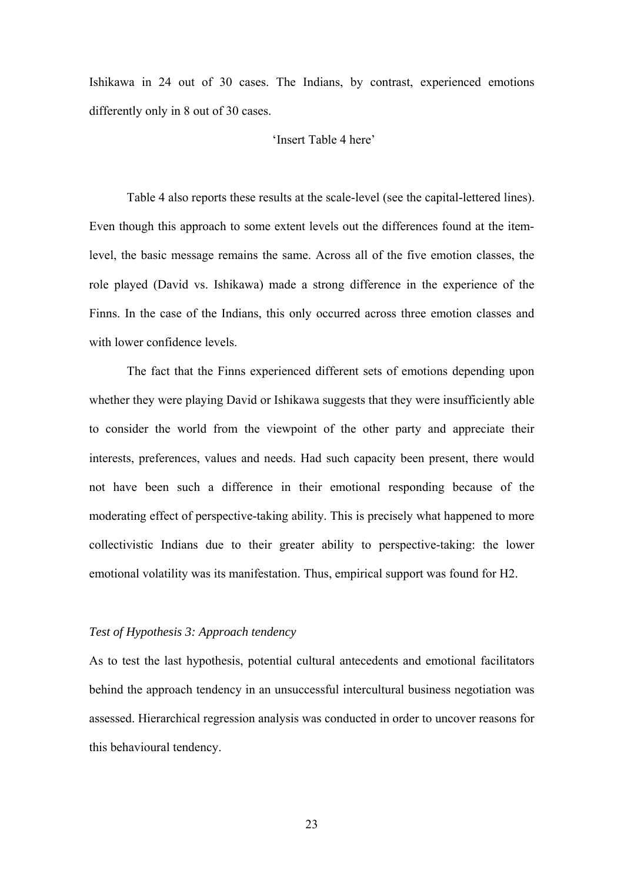Ishikawa in 24 out of 30 cases. The Indians, by contrast, experienced emotions differently only in 8 out of 30 cases.

'Insert Table 4 here'

Table 4 also reports these results at the scale-level (see the capital-lettered lines). Even though this approach to some extent levels out the differences found at the item-level, the basic message remains the same. Across all of the five emotion classes, the role played (David vs. Ishikawa) made a strong difference in the experience of the Finns. In the case of the Indians, this only occurred across three emotion classes and with lower confidence levels.

The fact that the Finns experienced different sets of emotions depending upon whether they were playing David or Ishikawa suggests that they were insufficiently able to consider the world from the viewpoint of the other party and appreciate their interests, preferences, values and needs. Had such capacity been present, there would not have been such a difference in their emotional responding because of the moderating effect of perspective-taking ability. This is precisely what happened to more collectivistic Indians due to their greater ability to perspective-taking: the lower emotional volatility was its manifestation. Thus, empirical support was found for H2.

*Test of Hypothesis 3: Approach tendency*

As to test the last hypothesis, potential cultural antecedents and emotional facilitators behind the approach tendency in an unsuccessful intercultural business negotiation was assessed. Hierarchical regression analysis was conducted in order to uncover reasons for this behavioural tendency.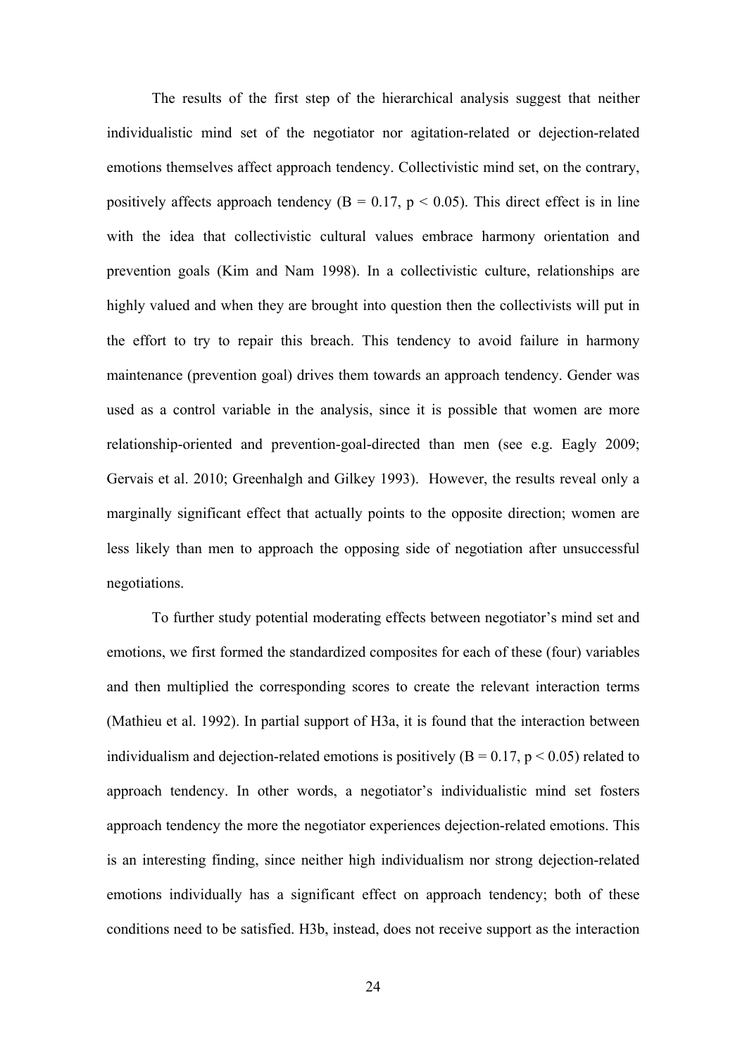The results of the first step of the hierarchical analysis suggest that neither individualistic mind set of the negotiator nor agitation-related or dejection-related emotions themselves affect approach tendency. Collectivistic mind set, on the contrary, positively affects approach tendency ($B = 0.17$, $p < 0.05$). This direct effect is in line with the idea that collectivistic cultural values embrace harmony orientation and prevention goals (Kim and Nam 1998). In a collectivistic culture, relationships are highly valued and when they are brought into question then the collectivists will put in the effort to try to repair this breach. This tendency to avoid failure in harmony maintenance (prevention goal) drives them towards an approach tendency. Gender was used as a control variable in the analysis, since it is possible that women are more relationship-oriented and prevention-goal-directed than men (see e.g. Eagly 2009; Gervais et al. 2010; Greenhalgh and Gilkey 1993). However, the results reveal only a marginally significant effect that actually points to the opposite direction; women are less likely than men to approach the opposing side of negotiation after unsuccessful negotiations.

To further study potential moderating effects between negotiator's mind set and emotions, we first formed the standardized composites for each of these (four) variables and then multiplied the corresponding scores to create the relevant interaction terms (Mathieu et al. 1992). In partial support of H3a, it is found that the interaction between individualism and dejection-related emotions is positively ($B = 0.17$, $p < 0.05$) related to approach tendency. In other words, a negotiator's individualistic mind set fosters approach tendency the more the negotiator experiences dejection-related emotions. This is an interesting finding, since neither high individualism nor strong dejection-related emotions individually has a significant effect on approach tendency; both of these conditions need to be satisfied. H3b, instead, does not receive support as the interaction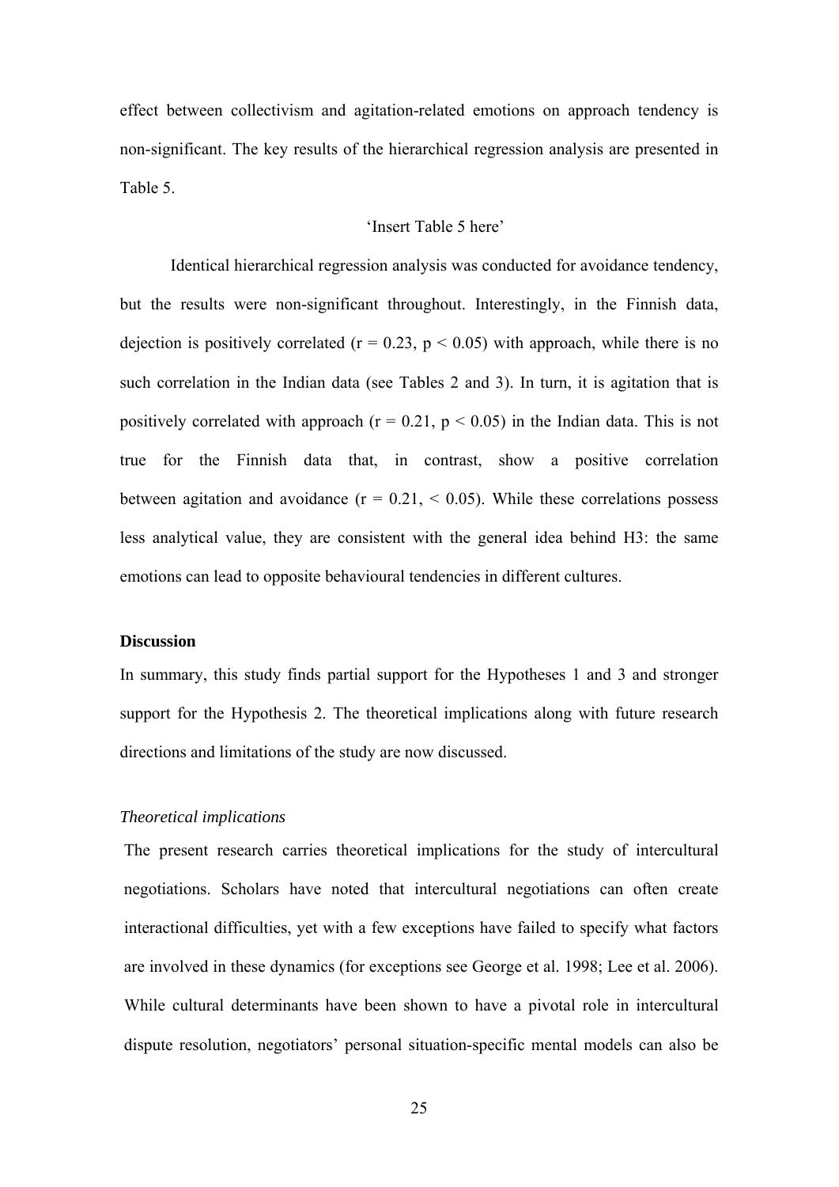effect between collectivism and agitation-related emotions on approach tendency is non-significant. The key results of the hierarchical regression analysis are presented in Table 5.

'Insert Table 5 here'

Identical hierarchical regression analysis was conducted for avoidance tendency, but the results were non-significant throughout. Interestingly, in the Finnish data, dejection is positively correlated ($r = 0.23$, $p < 0.05$) with approach, while there is no such correlation in the Indian data (see Tables 2 and 3). In turn, it is agitation that is positively correlated with approach ($r = 0.21$, $p < 0.05$) in the Indian data. This is not true for the Finnish data that, in contrast, show a positive correlation between agitation and avoidance ($r = 0.21$, $< 0.05$). While these correlations possess less analytical value, they are consistent with the general idea behind H3: the same emotions can lead to opposite behavioural tendencies in different cultures.

## Discussion

In summary, this study finds partial support for the Hypotheses 1 and 3 and stronger support for the Hypothesis 2. The theoretical implications along with future research directions and limitations of the study are now discussed.

### *Theoretical implications*

The present research carries theoretical implications for the study of intercultural negotiations. Scholars have noted that intercultural negotiations can often create interactional difficulties, yet with a few exceptions have failed to specify what factors are involved in these dynamics (for exceptions see George et al. 1998; Lee et al. 2006). While cultural determinants have been shown to have a pivotal role in intercultural dispute resolution, negotiators' personal situation-specific mental models can also be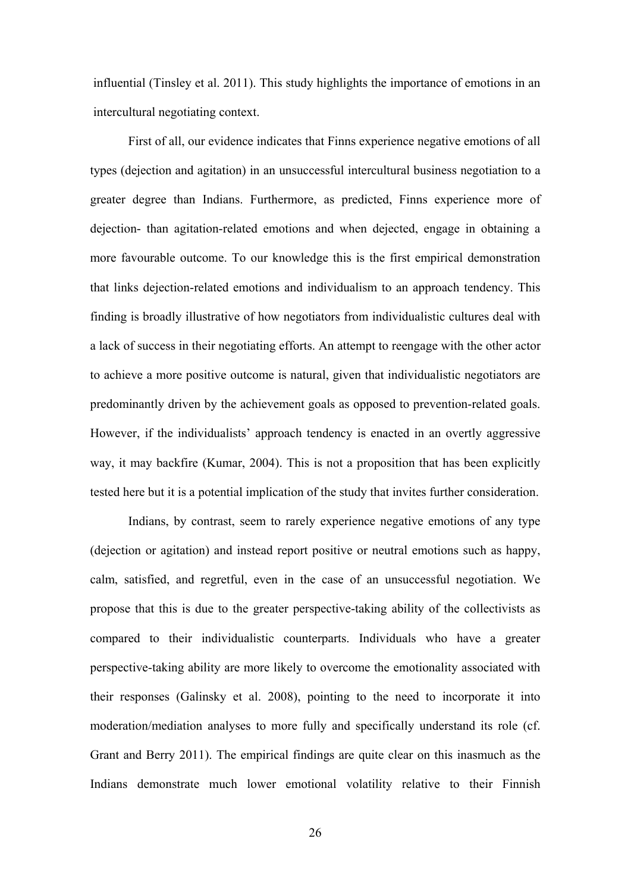influential (Tinsley et al. 2011). This study highlights the importance of emotions in an intercultural negotiating context.

First of all, our evidence indicates that Finns experience negative emotions of all types (dejection and agitation) in an unsuccessful intercultural business negotiation to a greater degree than Indians. Furthermore, as predicted, Finns experience more of dejection- than agitation-related emotions and when dejected, engage in obtaining a more favourable outcome. To our knowledge this is the first empirical demonstration that links dejection-related emotions and individualism to an approach tendency. This finding is broadly illustrative of how negotiators from individualistic cultures deal with a lack of success in their negotiating efforts. An attempt to reengage with the other actor to achieve a more positive outcome is natural, given that individualistic negotiators are predominantly driven by the achievement goals as opposed to prevention-related goals. However, if the individualists' approach tendency is enacted in an overtly aggressive way, it may backfire (Kumar, 2004). This is not a proposition that has been explicitly tested here but it is a potential implication of the study that invites further consideration.

Indians, by contrast, seem to rarely experience negative emotions of any type (dejection or agitation) and instead report positive or neutral emotions such as happy, calm, satisfied, and regretful, even in the case of an unsuccessful negotiation. We propose that this is due to the greater perspective-taking ability of the collectivists as compared to their individualistic counterparts. Individuals who have a greater perspective-taking ability are more likely to overcome the emotionality associated with their responses (Galinsky et al. 2008), pointing to the need to incorporate it into moderation/mediation analyses to more fully and specifically understand its role (cf. Grant and Berry 2011). The empirical findings are quite clear on this inasmuch as the Indians demonstrate much lower emotional volatility relative to their Finnish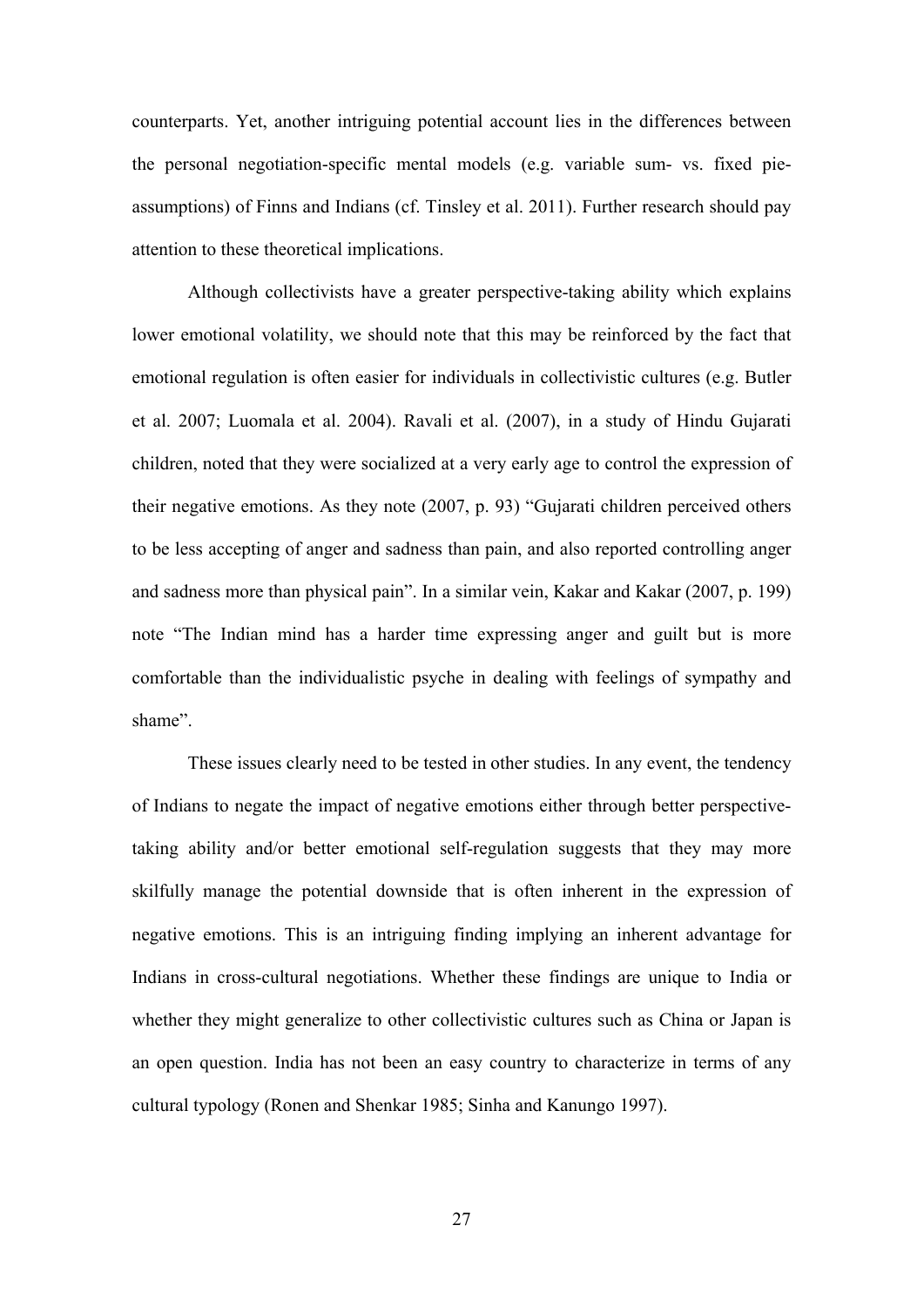counterparts. Yet, another intriguing potential account lies in the differences between the personal negotiation-specific mental models (e.g. variable sum- vs. fixed pie-assumptions) of Finns and Indians (cf. Tinsley et al. 2011). Further research should pay attention to these theoretical implications.

Although collectivists have a greater perspective-taking ability which explains lower emotional volatility, we should note that this may be reinforced by the fact that emotional regulation is often easier for individuals in collectivistic cultures (e.g. Butler et al. 2007; Luomala et al. 2004). Ravali et al. (2007), in a study of Hindu Gujarati children, noted that they were socialized at a very early age to control the expression of their negative emotions. As they note (2007, p. 93) "Gujarati children perceived others to be less accepting of anger and sadness than pain, and also reported controlling anger and sadness more than physical pain". In a similar vein, Kakar and Kakar (2007, p. 199) note "The Indian mind has a harder time expressing anger and guilt but is more comfortable than the individualistic psyche in dealing with feelings of sympathy and shame".

These issues clearly need to be tested in other studies. In any event, the tendency of Indians to negate the impact of negative emotions either through better perspective-taking ability and/or better emotional self-regulation suggests that they may more skilfully manage the potential downside that is often inherent in the expression of negative emotions. This is an intriguing finding implying an inherent advantage for Indians in cross-cultural negotiations. Whether these findings are unique to India or whether they might generalize to other collectivistic cultures such as China or Japan is an open question. India has not been an easy country to characterize in terms of any cultural typology (Ronen and Shenkar 1985; Sinha and Kanungo 1997).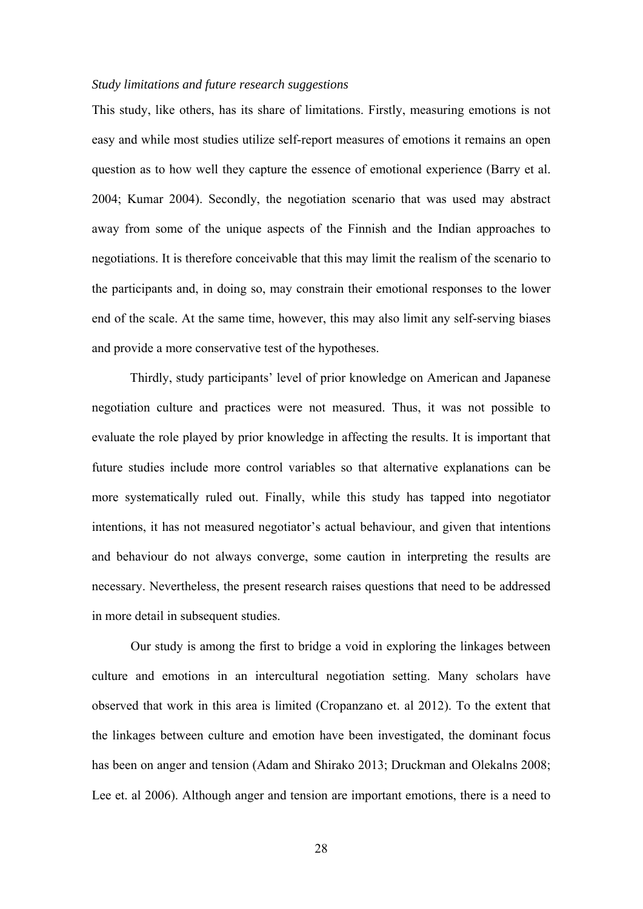*Study limitations and future research suggestions*

This study, like others, has its share of limitations. Firstly, measuring emotions is not easy and while most studies utilize self-report measures of emotions it remains an open question as to how well they capture the essence of emotional experience (Barry et al. 2004; Kumar 2004). Secondly, the negotiation scenario that was used may abstract away from some of the unique aspects of the Finnish and the Indian approaches to negotiations. It is therefore conceivable that this may limit the realism of the scenario to the participants and, in doing so, may constrain their emotional responses to the lower end of the scale. At the same time, however, this may also limit any self-serving biases and provide a more conservative test of the hypotheses.

Thirdly, study participants' level of prior knowledge on American and Japanese negotiation culture and practices were not measured. Thus, it was not possible to evaluate the role played by prior knowledge in affecting the results. It is important that future studies include more control variables so that alternative explanations can be more systematically ruled out. Finally, while this study has tapped into negotiator intentions, it has not measured negotiator's actual behaviour, and given that intentions and behaviour do not always converge, some caution in interpreting the results are necessary. Nevertheless, the present research raises questions that need to be addressed in more detail in subsequent studies.

Our study is among the first to bridge a void in exploring the linkages between culture and emotions in an intercultural negotiation setting. Many scholars have observed that work in this area is limited (Cropanzano et. al 2012). To the extent that the linkages between culture and emotion have been investigated, the dominant focus has been on anger and tension (Adam and Shirako 2013; Druckman and Olekalns 2008; Lee et. al 2006). Although anger and tension are important emotions, there is a need to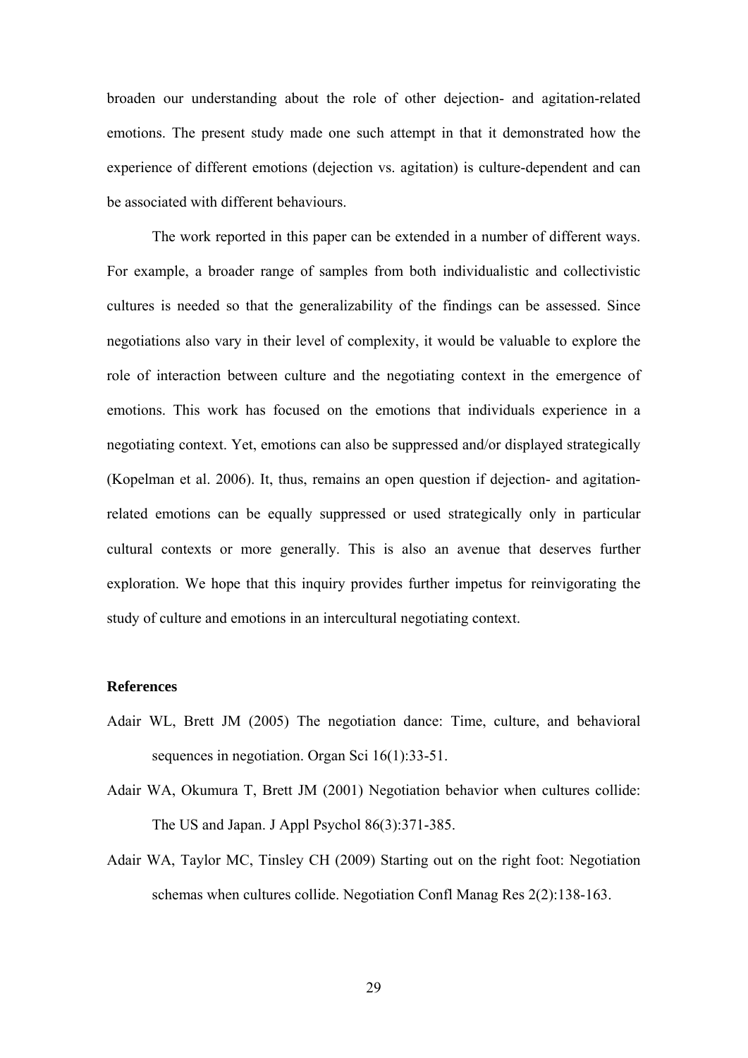broaden our understanding about the role of other dejection- and agitation-related emotions. The present study made one such attempt in that it demonstrated how the experience of different emotions (dejection vs. agitation) is culture-dependent and can be associated with different behaviours.

The work reported in this paper can be extended in a number of different ways. For example, a broader range of samples from both individualistic and collectivistic cultures is needed so that the generalizability of the findings can be assessed. Since negotiations also vary in their level of complexity, it would be valuable to explore the role of interaction between culture and the negotiating context in the emergence of emotions. This work has focused on the emotions that individuals experience in a negotiating context. Yet, emotions can also be suppressed and/or displayed strategically (Kopelman et al. 2006). It, thus, remains an open question if dejection- and agitation-related emotions can be equally suppressed or used strategically only in particular cultural contexts or more generally. This is also an avenue that deserves further exploration. We hope that this inquiry provides further impetus for reinvigorating the study of culture and emotions in an intercultural negotiating context.

### References

Adair WL, Brett JM (2005) The negotiation dance: Time, culture, and behavioral sequences in negotiation. Organ Sci 16(1):33-51.

Adair WA, Okumura T, Brett JM (2001) Negotiation behavior when cultures collide: The US and Japan. J Appl Psychol 86(3):371-385.

Adair WA, Taylor MC, Tinsley CH (2009) Starting out on the right foot: Negotiation schemas when cultures collide. Negotiation Confl Manag Res 2(2):138-163.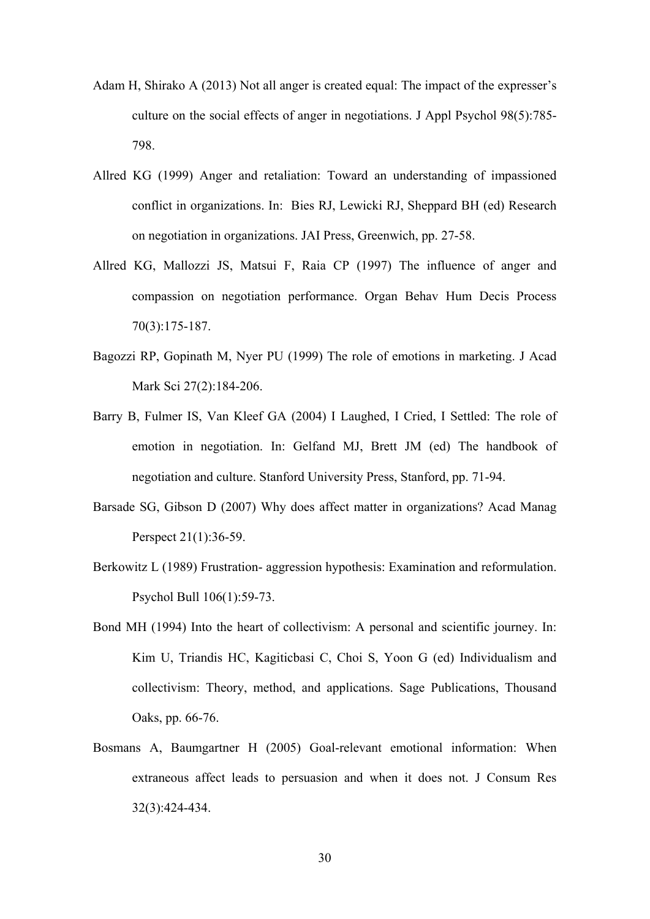Adam H, Shirako A (2013) Not all anger is created equal: The impact of the expresser's culture on the social effects of anger in negotiations. J Appl Psychol 98(5):785-798.

Allred KG (1999) Anger and retaliation: Toward an understanding of impassioned conflict in organizations. In: Bies RJ, Lewicki RJ, Sheppard BH (ed) Research on negotiation in organizations. JAI Press, Greenwich, pp. 27-58.

Allred KG, Mallozzi JS, Matsui F, Raia CP (1997) The influence of anger and compassion on negotiation performance. Organ Behav Hum Decis Process 70(3):175-187.

Bagozzi RP, Gopinath M, Nyer PU (1999) The role of emotions in marketing. J Acad Mark Sci 27(2):184-206.

Barry B, Fulmer IS, Van Kleef GA (2004) I Laughed, I Cried, I Settled: The role of emotion in negotiation. In: Gelfand MJ, Brett JM (ed) The handbook of negotiation and culture. Stanford University Press, Stanford, pp. 71-94.

Barsade SG, Gibson D (2007) Why does affect matter in organizations? Acad Manag Perspect 21(1):36-59.

Berkowitz L (1989) Frustration- aggression hypothesis: Examination and reformulation. Psychol Bull 106(1):59-73.

Bond MH (1994) Into the heart of collectivism: A personal and scientific journey. In: Kim U, Triandis HC, Kagiticbasi C, Choi S, Yoon G (ed) Individualism and collectivism: Theory, method, and applications. Sage Publications, Thousand Oaks, pp. 66-76.

Bosmans A, Baumgartner H (2005) Goal-relevant emotional information: When extraneous affect leads to persuasion and when it does not. J Consum Res 32(3):424-434.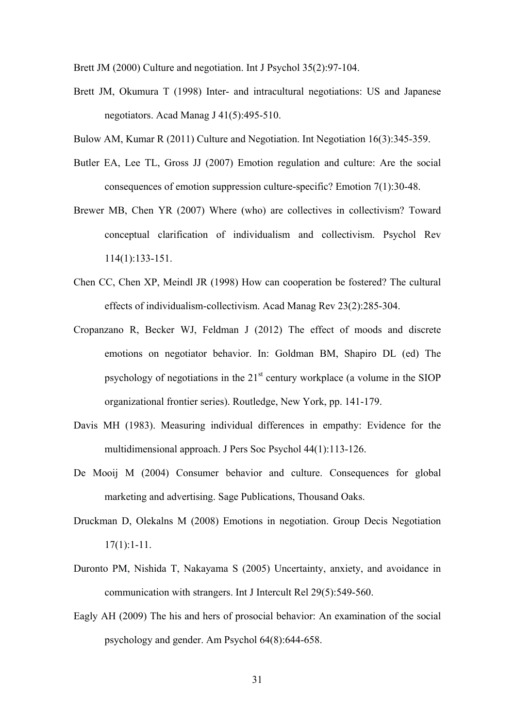Brett JM (2000) Culture and negotiation. Int J Psychol 35(2):97-104.

Brett JM, Okumura T (1998) Inter- and intracultural negotiations: US and Japanese negotiators. Acad Manag J 41(5):495-510.

Bulow AM, Kumar R (2011) Culture and Negotiation. Int Negotiation 16(3):345-359.

Butler EA, Lee TL, Gross JJ (2007) Emotion regulation and culture: Are the social consequences of emotion suppression culture-specific? Emotion 7(1):30-48.

Brewer MB, Chen YR (2007) Where (who) are collectives in collectivism? Toward conceptual clarification of individualism and collectivism. Psychol Rev 114(1):133-151.

Chen CC, Chen XP, Meindl JR (1998) How can cooperation be fostered? The cultural effects of individualism-collectivism. Acad Manag Rev 23(2):285-304.

Cropanzano R, Becker WJ, Feldman J (2012) The effect of moods and discrete emotions on negotiator behavior. In: Goldman BM, Shapiro DL (ed) The psychology of negotiations in the 21st century workplace (a volume in the SIOP organizational frontier series). Routledge, New York, pp. 141-179.

Davis MH (1983). Measuring individual differences in empathy: Evidence for the multidimensional approach. J Pers Soc Psychol 44(1):113-126.

De Mooij M (2004) Consumer behavior and culture. Consequences for global marketing and advertising. Sage Publications, Thousand Oaks.

Druckman D, Olekalns M (2008) Emotions in negotiation. Group Decis Negotiation 17(1):1-11.

Duronto PM, Nishida T, Nakayama S (2005) Uncertainty, anxiety, and avoidance in communication with strangers. Int J Intercult Rel 29(5):549-560.

Eagly AH (2009) The his and hers of prosocial behavior: An examination of the social psychology and gender. Am Psychol 64(8):644-658.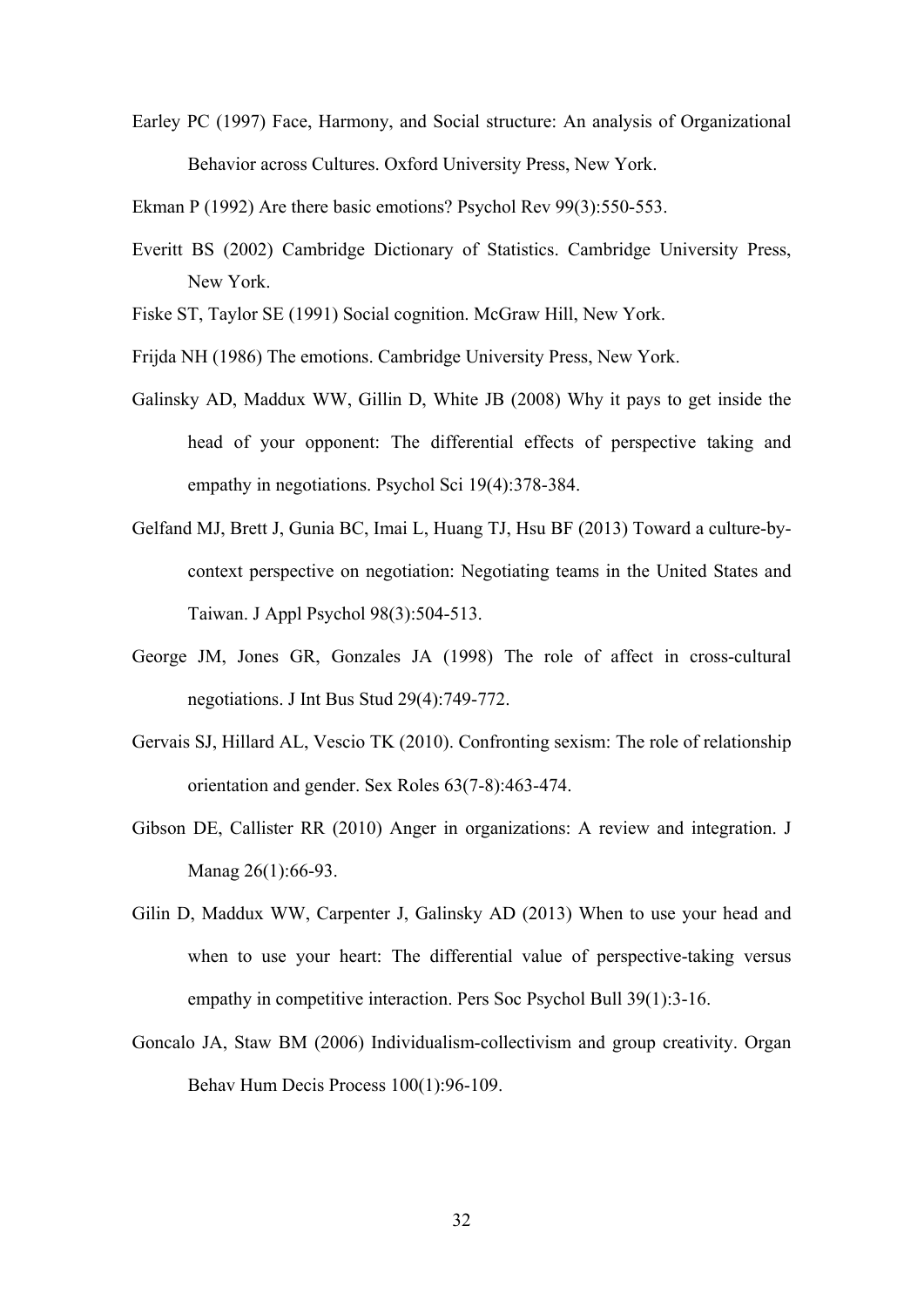Earley PC (1997) Face, Harmony, and Social structure: An analysis of Organizational Behavior across Cultures. Oxford University Press, New York.

Ekman P (1992) Are there basic emotions? Psychol Rev 99(3):550-553.

Everitt BS (2002) Cambridge Dictionary of Statistics. Cambridge University Press, New York.

Fiske ST, Taylor SE (1991) Social cognition. McGraw Hill, New York.

Frijda NH (1986) The emotions. Cambridge University Press, New York.

Galinsky AD, Maddux WW, Gillin D, White JB (2008) Why it pays to get inside the head of your opponent: The differential effects of perspective taking and empathy in negotiations. Psychol Sci 19(4):378-384.

Gelfand MJ, Brett J, Gunia BC, Imai L, Huang TJ, Hsu BF (2013) Toward a culture-by-context perspective on negotiation: Negotiating teams in the United States and Taiwan. J Appl Psychol 98(3):504-513.

George JM, Jones GR, Gonzales JA (1998) The role of affect in cross-cultural negotiations. J Int Bus Stud 29(4):749-772.

Gervais SJ, Hillard AL, Vescio TK (2010). Confronting sexism: The role of relationship orientation and gender. Sex Roles 63(7-8):463-474.

Gibson DE, Callister RR (2010) Anger in organizations: A review and integration. J Manag 26(1):66-93.

Gilin D, Maddux WW, Carpenter J, Galinsky AD (2013) When to use your head and when to use your heart: The differential value of perspective-taking versus empathy in competitive interaction. Pers Soc Psychol Bull 39(1):3-16.

Goncalo JA, Staw BM (2006) Individualism-collectivism and group creativity. Organ Behav Hum Decis Process 100(1):96-109.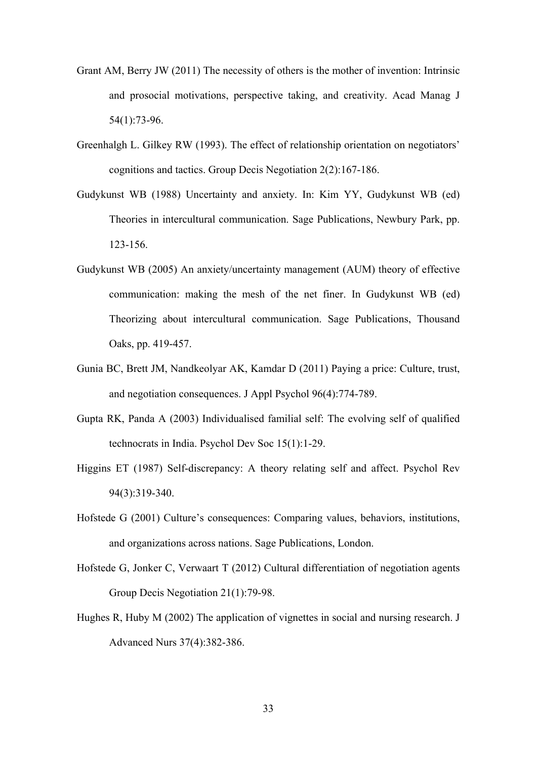Grant AM, Berry JW (2011) The necessity of others is the mother of invention: Intrinsic and prosocial motivations, perspective taking, and creativity. Acad Manag J 54(1):73-96.

Greenhalgh L. Gilkey RW (1993). The effect of relationship orientation on negotiators' cognitions and tactics. Group Decis Negotiation 2(2):167-186.

Gudykunst WB (1988) Uncertainty and anxiety. In: Kim YY, Gudykunst WB (ed) Theories in intercultural communication. Sage Publications, Newbury Park, pp. 123-156.

Gudykunst WB (2005) An anxiety/uncertainty management (AUM) theory of effective communication: making the mesh of the net finer. In Gudykunst WB (ed) Theorizing about intercultural communication. Sage Publications, Thousand Oaks, pp. 419-457.

Gunia BC, Brett JM, Nandkeolyar AK, Kamdar D (2011) Paying a price: Culture, trust, and negotiation consequences. J Appl Psychol 96(4):774-789.

Gupta RK, Panda A (2003) Individualised familial self: The evolving self of qualified technocrats in India. Psychol Dev Soc 15(1):1-29.

Higgins ET (1987) Self-discrepancy: A theory relating self and affect. Psychol Rev 94(3):319-340.

Hofstede G (2001) Culture's consequences: Comparing values, behaviors, institutions, and organizations across nations. Sage Publications, London.

Hofstede G, Jonker C, Verwaart T (2012) Cultural differentiation of negotiation agents Group Decis Negotiation 21(1):79-98.

Hughes R, Huby M (2002) The application of vignettes in social and nursing research. J Advanced Nurs 37(4):382-386.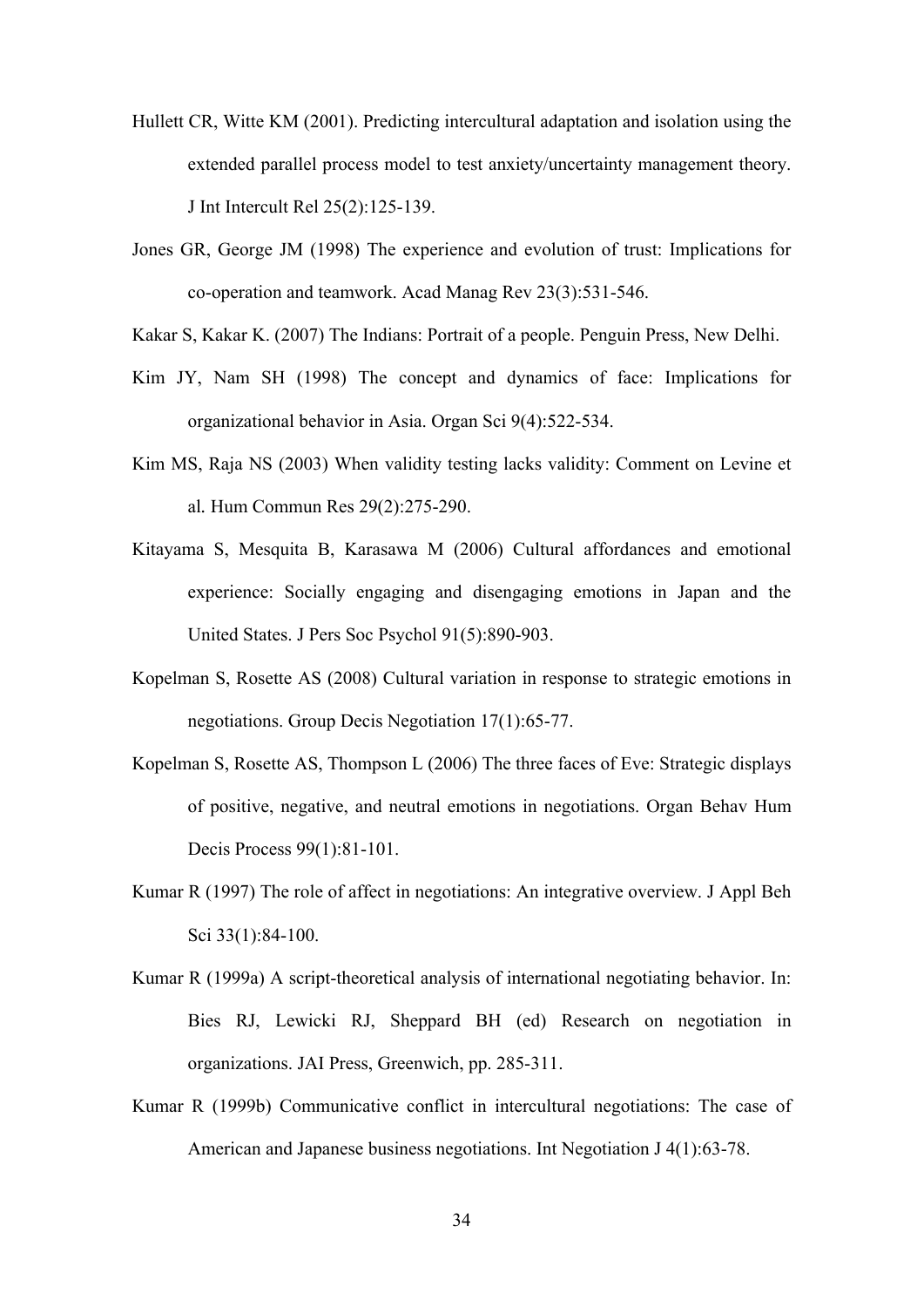Hullett CR, Witte KM (2001). Predicting intercultural adaptation and isolation using the extended parallel process model to test anxiety/uncertainty management theory. J Int Intercult Rel 25(2):125-139.

Jones GR, George JM (1998) The experience and evolution of trust: Implications for co-operation and teamwork. Acad Manag Rev 23(3):531-546.

Kakar S, Kakar K. (2007) The Indians: Portrait of a people. Penguin Press, New Delhi.

Kim JY, Nam SH (1998) The concept and dynamics of face: Implications for organizational behavior in Asia. Organ Sci 9(4):522-534.

Kim MS, Raja NS (2003) When validity testing lacks validity: Comment on Levine et al. Hum Commun Res 29(2):275-290.

Kitayama S, Mesquita B, Karasawa M (2006) Cultural affordances and emotional experience: Socially engaging and disengaging emotions in Japan and the United States. J Pers Soc Psychol 91(5):890-903.

Kopelman S, Rosette AS (2008) Cultural variation in response to strategic emotions in negotiations. Group Decis Negotiation 17(1):65-77.

Kopelman S, Rosette AS, Thompson L (2006) The three faces of Eve: Strategic displays of positive, negative, and neutral emotions in negotiations. Organ Behav Hum Decis Process 99(1):81-101.

Kumar R (1997) The role of affect in negotiations: An integrative overview. J Appl Beh Sci 33(1):84-100.

Kumar R (1999a) A script-theoretical analysis of international negotiating behavior. In: Bies RJ, Lewicki RJ, Sheppard BH (ed) Research on negotiation in organizations. JAI Press, Greenwich, pp. 285-311.

Kumar R (1999b) Communicative conflict in intercultural negotiations: The case of American and Japanese business negotiations. Int Negotiation J 4(1):63-78.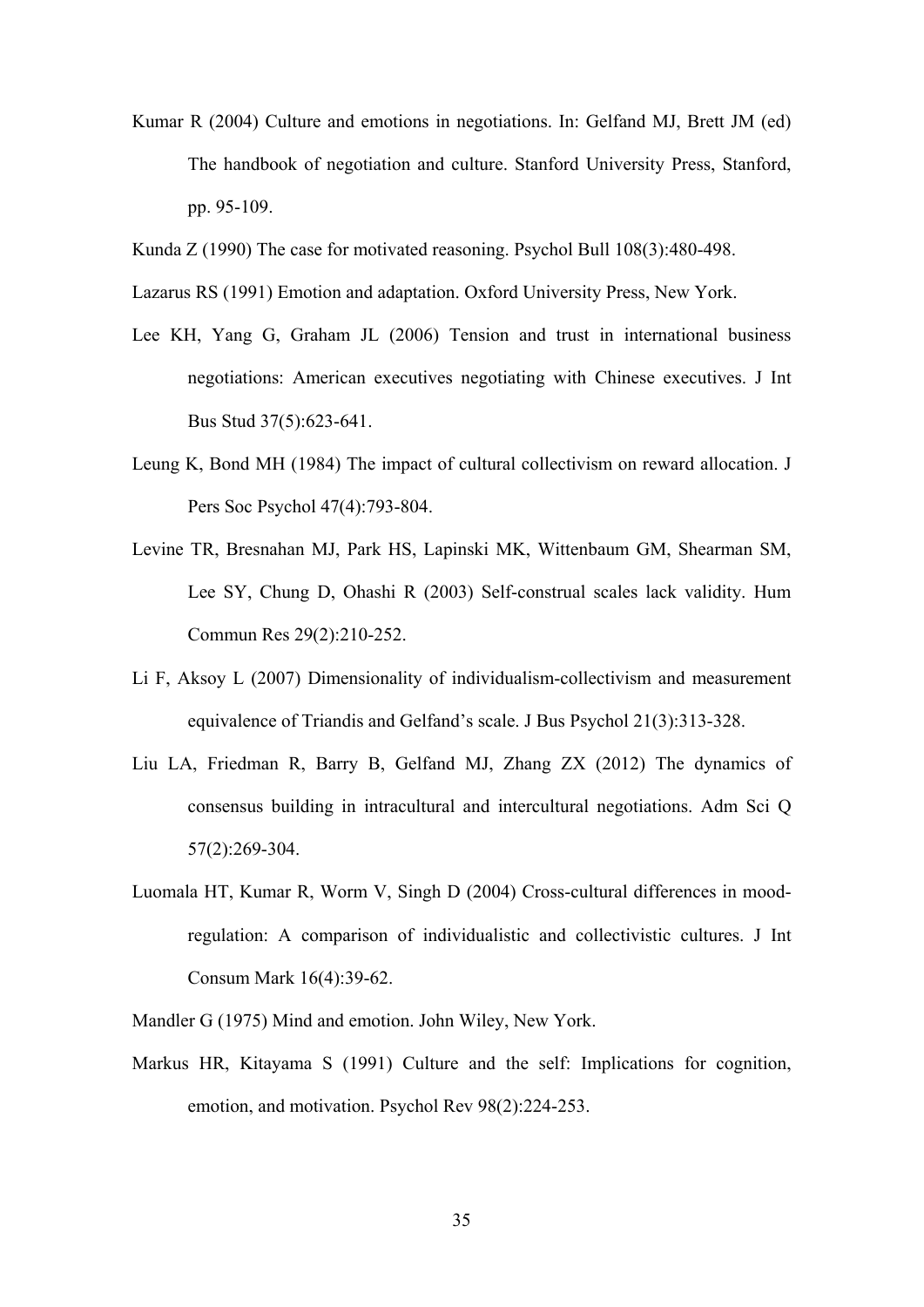Kumar R (2004) Culture and emotions in negotiations. In: Gelfand MJ, Brett JM (ed) The handbook of negotiation and culture. Stanford University Press, Stanford, pp. 95-109.

Kunda Z (1990) The case for motivated reasoning. Psychol Bull 108(3):480-498.

Lazarus RS (1991) Emotion and adaptation. Oxford University Press, New York.

Lee KH, Yang G, Graham JL (2006) Tension and trust in international business negotiations: American executives negotiating with Chinese executives. J Int Bus Stud 37(5):623-641.

Leung K, Bond MH (1984) The impact of cultural collectivism on reward allocation. J Pers Soc Psychol 47(4):793-804.

Levine TR, Bresnahan MJ, Park HS, Lapinski MK, Wittenbaum GM, Shearman SM, Lee SY, Chung D, Ohashi R (2003) Self-construal scales lack validity. Hum Commun Res 29(2):210-252.

Li F, Aksoy L (2007) Dimensionality of individualism-collectivism and measurement equivalence of Triandis and Gelfand's scale. J Bus Psychol 21(3):313-328.

Liu LA, Friedman R, Barry B, Gelfand MJ, Zhang ZX (2012) The dynamics of consensus building in intracultural and intercultural negotiations. Adm Sci Q 57(2):269-304.

Luomala HT, Kumar R, Worm V, Singh D (2004) Cross-cultural differences in mood-regulation: A comparison of individualistic and collectivistic cultures. J Int Consum Mark 16(4):39-62.

Mandler G (1975) Mind and emotion. John Wiley, New York.

Markus HR, Kitayama S (1991) Culture and the self: Implications for cognition, emotion, and motivation. Psychol Rev 98(2):224-253.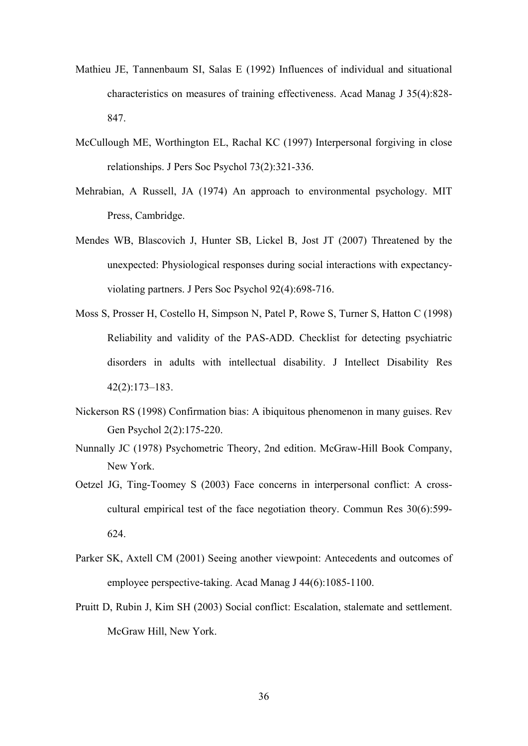Mathieu JE, Tannenbaum SI, Salas E (1992) Influences of individual and situational characteristics on measures of training effectiveness. Acad Manag J 35(4):828-847.

McCullough ME, Worthington EL, Rachal KC (1997) Interpersonal forgiving in close relationships. J Pers Soc Psychol 73(2):321-336.

Mehrabian, A Russell, JA (1974) An approach to environmental psychology. MIT Press, Cambridge.

Mendes WB, Blascovich J, Hunter SB, Lickel B, Jost JT (2007) Threatened by the unexpected: Physiological responses during social interactions with expectancy-violating partners. J Pers Soc Psychol 92(4):698-716.

Moss S, Prosser H, Costello H, Simpson N, Patel P, Rowe S, Turner S, Hatton C (1998) Reliability and validity of the PAS-ADD. Checklist for detecting psychiatric disorders in adults with intellectual disability. J Intellect Disability Res 42(2):173–183.

Nickerson RS (1998) Confirmation bias: A ibiquitous phenomenon in many guises. Rev Gen Psychol 2(2):175-220.

Nunnally JC (1978) Psychometric Theory, 2nd edition. McGraw-Hill Book Company, New York.

Oetzel JG, Ting-Toomey S (2003) Face concerns in interpersonal conflict: A cross-cultural empirical test of the face negotiation theory. Commun Res 30(6):599-624.

Parker SK, Axtell CM (2001) Seeing another viewpoint: Antecedents and outcomes of employee perspective-taking. Acad Manag J 44(6):1085-1100.

Pruitt D, Rubin J, Kim SH (2003) Social conflict: Escalation, stalemate and settlement. McGraw Hill, New York.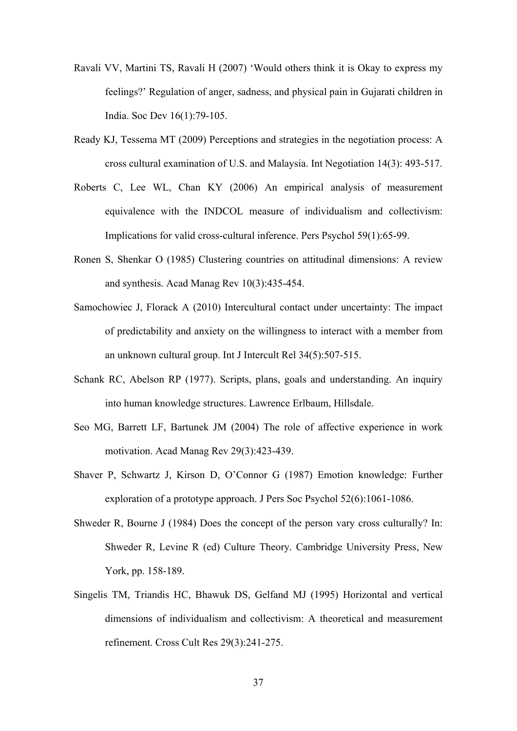Ravali VV, Martini TS, Ravali H (2007) 'Would others think it is Okay to express my feelings?' Regulation of anger, sadness, and physical pain in Gujarati children in India. Soc Dev 16(1):79-105.

Ready KJ, Tessema MT (2009) Perceptions and strategies in the negotiation process: A cross cultural examination of U.S. and Malaysia. Int Negotiation 14(3): 493-517.

Roberts C, Lee WL, Chan KY (2006) An empirical analysis of measurement equivalence with the INDCOL measure of individualism and collectivism: Implications for valid cross-cultural inference. Pers Psychol 59(1):65-99.

Ronen S, Shenkar O (1985) Clustering countries on attitudinal dimensions: A review and synthesis. Acad Manag Rev 10(3):435-454.

Samochowiec J, Florack A (2010) Intercultural contact under uncertainty: The impact of predictability and anxiety on the willingness to interact with a member from an unknown cultural group. Int J Intercult Rel 34(5):507-515.

Schank RC, Abelson RP (1977). Scripts, plans, goals and understanding. An inquiry into human knowledge structures. Lawrence Erlbaum, Hillsdale.

Seo MG, Barrett LF, Bartunek JM (2004) The role of affective experience in work motivation. Acad Manag Rev 29(3):423-439.

Shaver P, Schwartz J, Kirson D, O'Connor G (1987) Emotion knowledge: Further exploration of a prototype approach. J Pers Soc Psychol 52(6):1061-1086.

Shweder R, Bourne J (1984) Does the concept of the person vary cross culturally? In: Shweder R, Levine R (ed) Culture Theory. Cambridge University Press, New York, pp. 158-189.

Singelis TM, Triandis HC, Bhawuk DS, Gelfand MJ (1995) Horizontal and vertical dimensions of individualism and collectivism: A theoretical and measurement refinement. Cross Cult Res 29(3):241-275.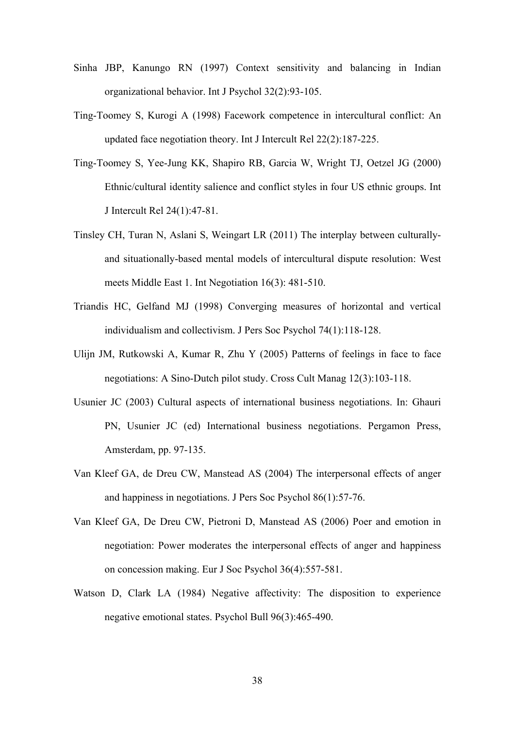Sinha JBP, Kanungo RN (1997) Context sensitivity and balancing in Indian organizational behavior. Int J Psychol 32(2):93-105.

Ting-Toomey S, Kurogi A (1998) Facework competence in intercultural conflict: An updated face negotiation theory. Int J Intercult Rel 22(2):187-225.

Ting-Toomey S, Yee-Jung KK, Shapiro RB, Garcia W, Wright TJ, Oetzel JG (2000) Ethnic/cultural identity salience and conflict styles in four US ethnic groups. Int J Intercult Rel 24(1):47-81.

Tinsley CH, Turan N, Aslani S, Weingart LR (2011) The interplay between culturally- and situationally-based mental models of intercultural dispute resolution: West meets Middle East 1. Int Negotiation 16(3): 481-510.

Triandis HC, Gelfand MJ (1998) Converging measures of horizontal and vertical individualism and collectivism. J Pers Soc Psychol 74(1):118-128.

Ulijn JM, Rutkowski A, Kumar R, Zhu Y (2005) Patterns of feelings in face to face negotiations: A Sino-Dutch pilot study. Cross Cult Manag 12(3):103-118.

Usunier JC (2003) Cultural aspects of international business negotiations. In: Ghauri PN, Usunier JC (ed) International business negotiations. Pergamon Press, Amsterdam, pp. 97-135.

Van Kleef GA, de Dreu CW, Manstead AS (2004) The interpersonal effects of anger and happiness in negotiations. J Pers Soc Psychol 86(1):57-76.

Van Kleef GA, De Dreu CW, Pietroni D, Manstead AS (2006) Poer and emotion in negotiation: Power moderates the interpersonal effects of anger and happiness on concession making. Eur J Soc Psychol 36(4):557-581.

Watson D, Clark LA (1984) Negative affectivity: The disposition to experience negative emotional states. Psychol Bull 96(3):465-490.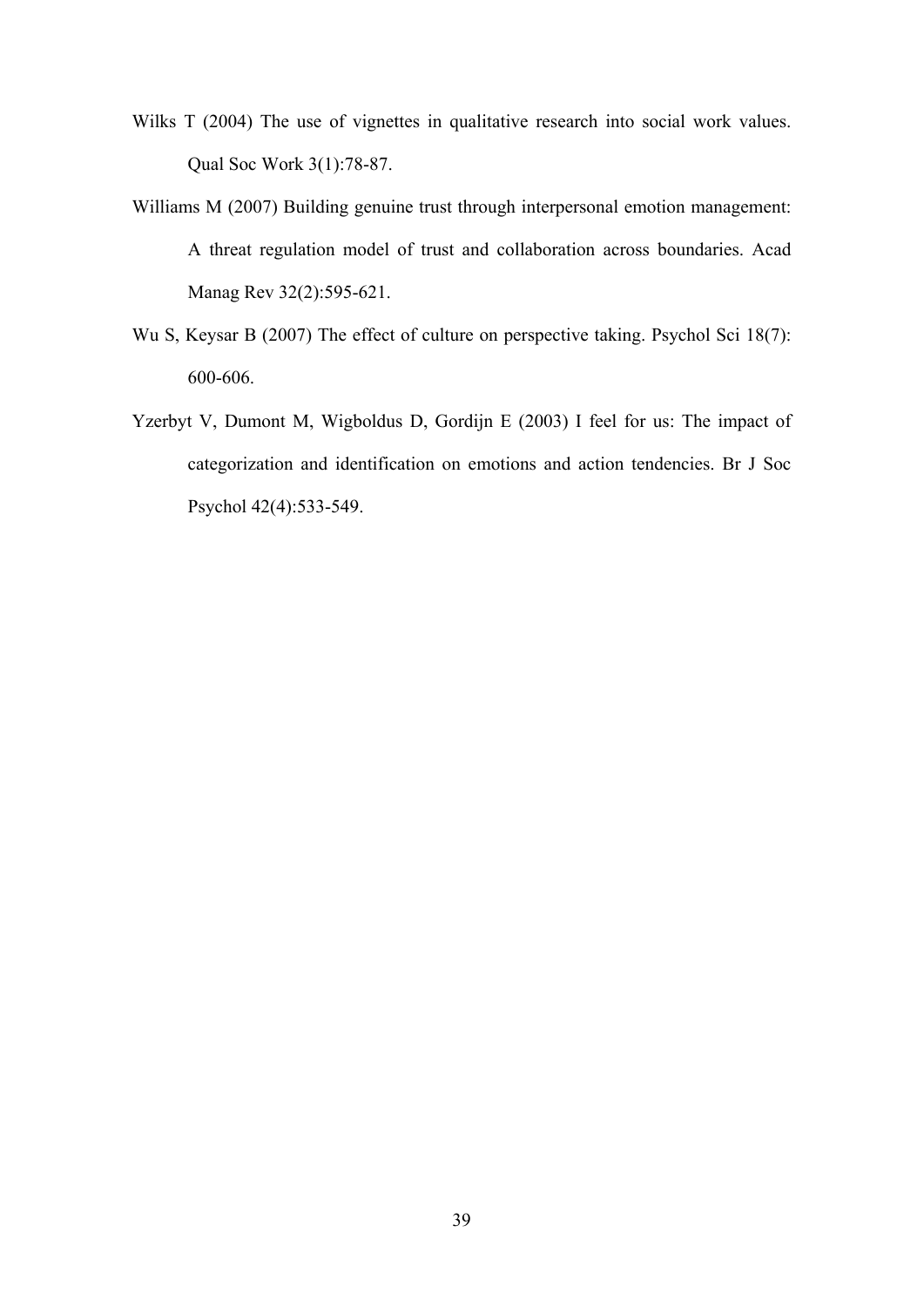Wilks T (2004) The use of vignettes in qualitative research into social work values. Qual Soc Work 3(1):78-87.

Williams M (2007) Building genuine trust through interpersonal emotion management: A threat regulation model of trust and collaboration across boundaries. Acad Manag Rev 32(2):595-621.

Wu S, Keysar B (2007) The effect of culture on perspective taking. Psychol Sci 18(7): 600-606.

Yzerbyt V, Dumont M, Wigboldus D, Gordijn E (2003) I feel for us: The impact of categorization and identification on emotions and action tendencies. Br J Soc Psychol 42(4):533-549.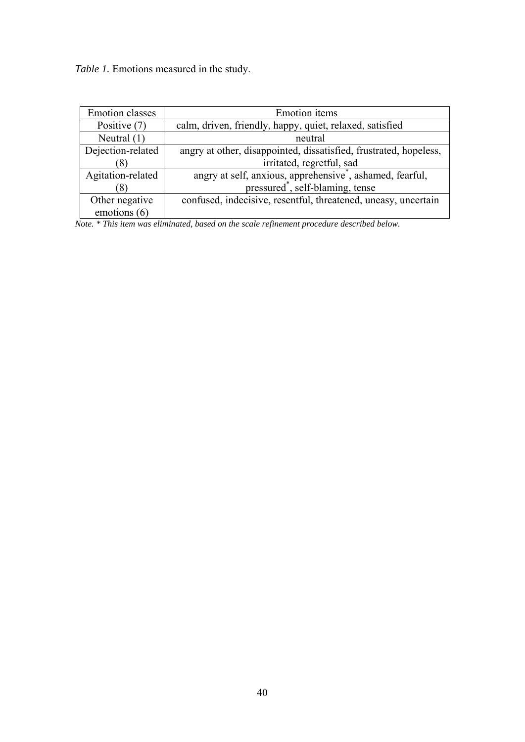*Table 1.* Emotions measured in the study.

| Emotion classes | Emotion items |
| --- | --- |
| Positive (7) | calm, driven, friendly, happy, quiet, relaxed, satisfied |
| Neutral (1) | neutral |
| Dejection-related (8) | angry at other, disappointed, dissatisfied, frustrated, hopeless, irritated, regretful, sad |
| Agitation-related (8) | angry at self, anxious, apprehensive*, ashamed, fearful, pressured*, self-blaming, tense |
| Other negative emotions (6) | confused, indecisive, resentful, threatened, uneasy, uncertain |

*Note. * This item was eliminated, based on the scale refinement procedure described below.*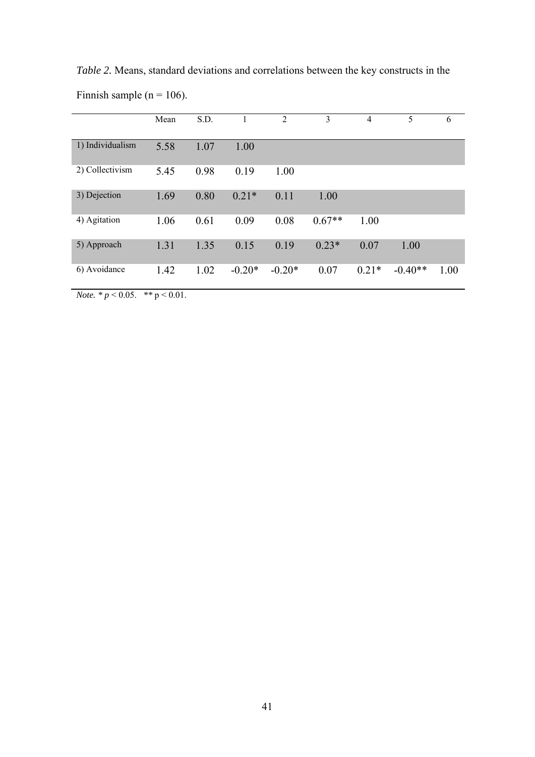*Table 2.* Means, standard deviations and correlations between the key constructs in the Finnish sample (n = 106).

| | Mean | S.D. | 1 | 2 | 3 | 4 | 5 | 6 |
|---|---|---|---|---|---|---|---|---|
| 1) Individualism | 5.58 | 1.07 | 1.00 | | | | | |
| 2) Collectivism | 5.45 | 0.98 | 0.19 | 1.00 | | | | |
| 3) Dejection | 1.69 | 0.80 | 0.21* | 0.11 | 1.00 | | | |
| 4) Agitation | 1.06 | 0.61 | 0.09 | 0.08 | 0.67** | 1.00 | | |
| 5) Approach | 1.31 | 1.35 | 0.15 | 0.19 | 0.23* | 0.07 | 1.00 | |
| 6) Avoidance | 1.42 | 1.02 | -0.20* | -0.20* | 0.07 | 0.21* | -0.40** | 1.00 |

*Note.* * $p < 0.05$. ** $p < 0.01$.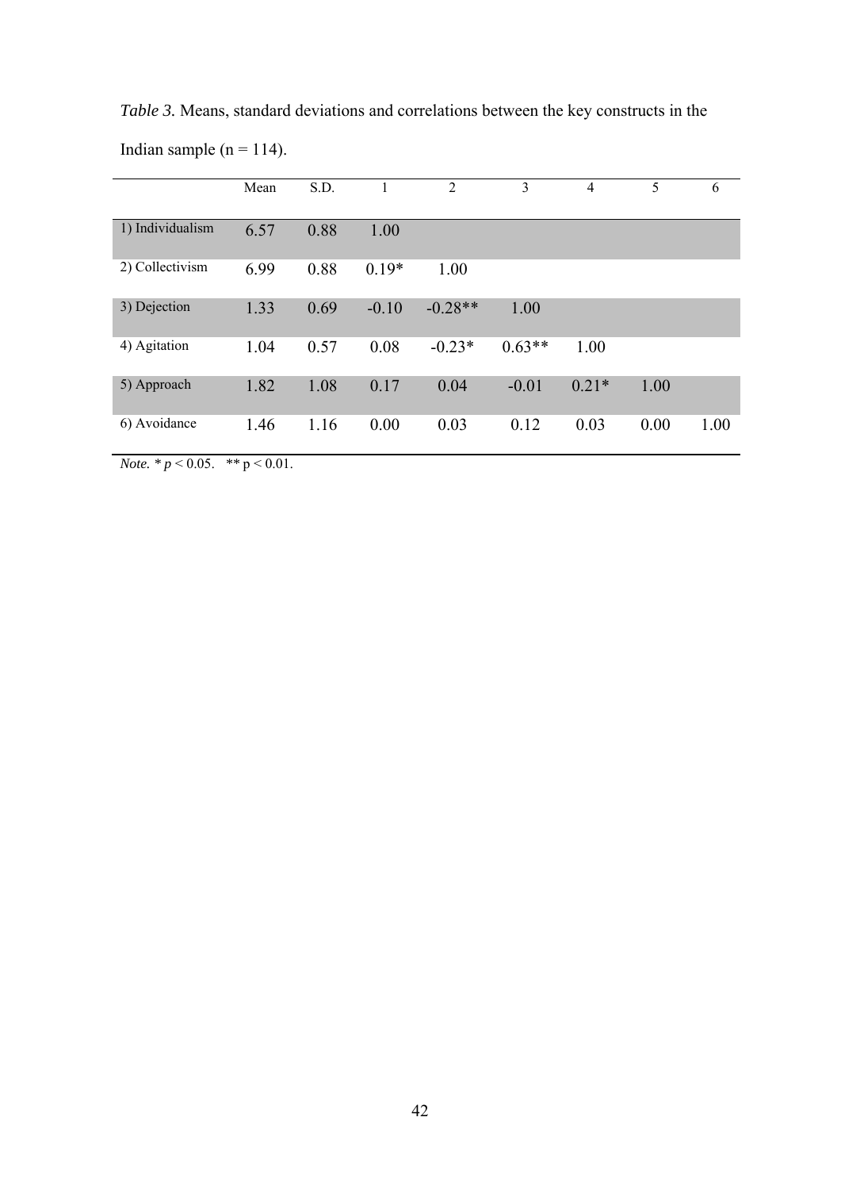*Table 3.* Means, standard deviations and correlations between the key constructs in the Indian sample (n = 114).

| | Mean | S.D. | 1 | 2 | 3 | 4 | 5 | 6 |
|---|---|---|---|---|---|---|---|---|
| 1) Individualism | 6.57 | 0.88 | 1.00 | | | | | |
| 2) Collectivism | 6.99 | 0.88 | 0.19* | 1.00 | | | | |
| 3) Dejection | 1.33 | 0.69 | -0.10 | -0.28** | 1.00 | | | |
| 4) Agitation | 1.04 | 0.57 | 0.08 | -0.23* | 0.63** | 1.00 | | |
| 5) Approach | 1.82 | 1.08 | 0.17 | 0.04 | -0.01 | 0.21* | 1.00 | |
| 6) Avoidance | 1.46 | 1.16 | 0.00 | 0.03 | 0.12 | 0.03 | 0.00 | 1.00 |

*Note.* * $p < 0.05$. ** $p < 0.01$.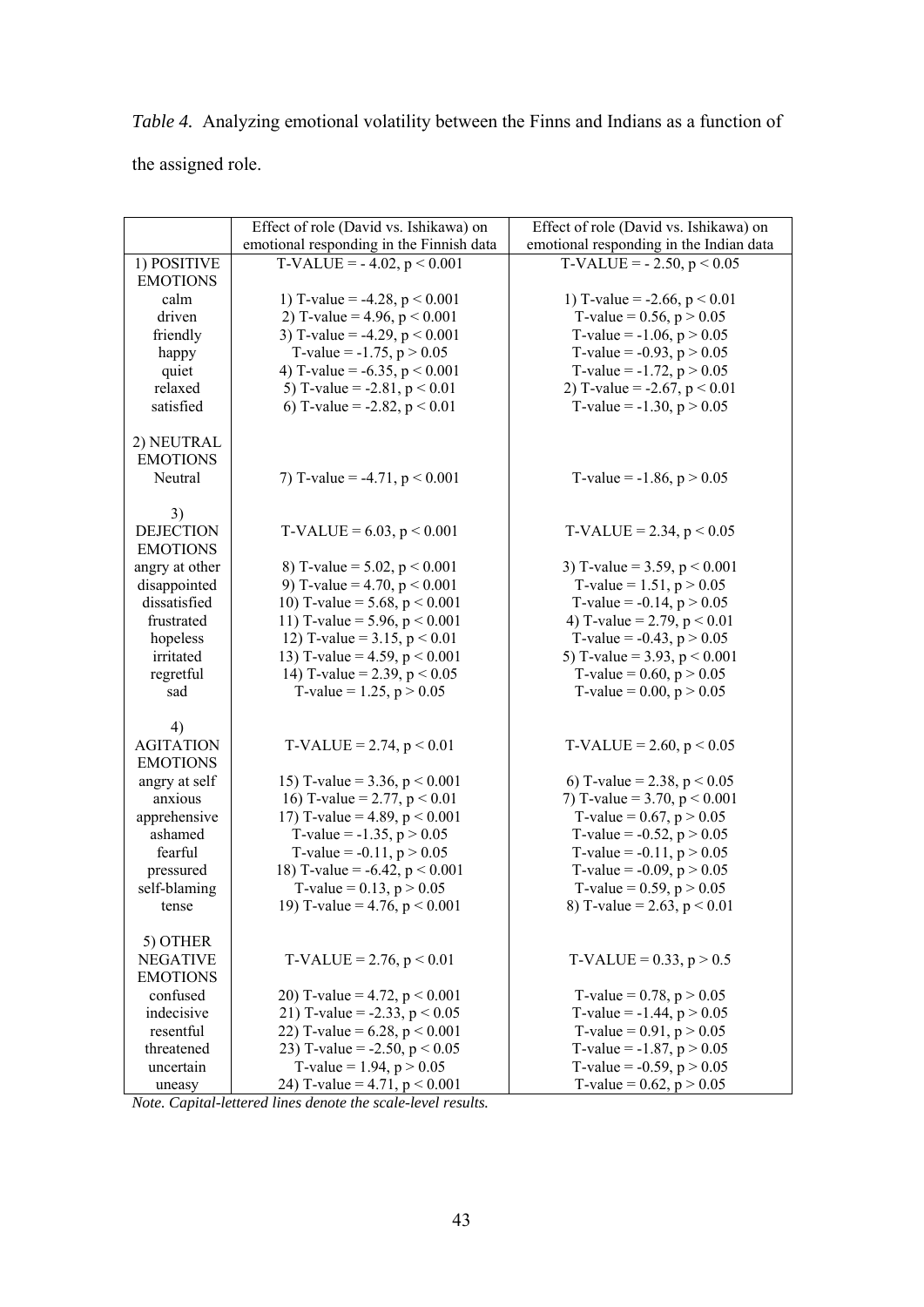*Table 4.* Analyzing emotional volatility between the Finns and Indians as a function of the assigned role.

| | Effect of role (David vs. Ishikawa) on emotional responding in the Finnish data | Effect of role (David vs. Ishikawa) on emotional responding in the Indian data |
|---|---|---|
| 1) POSITIVE EMOTIONS | T-VALUE = - 4.02, $p < 0.001$ | T-VALUE = - 2.50, $p < 0.05$ |
| calm | 1) T-value = -4.28, $p < 0.001$ | 1) T-value = -2.66, $p < 0.01$ |
| driven | 2) T-value = 4.96, $p < 0.001$ | T-value = 0.56, $p > 0.05$ |
| friendly | 3) T-value = -4.29, $p < 0.001$ | T-value = -1.06, $p > 0.05$ |
| happy | T-value = -1.75, $p > 0.05$ | T-value = -0.93, $p > 0.05$ |
| quiet | 4) T-value = -6.35, $p < 0.001$ | T-value = -1.72, $p > 0.05$ |
| relaxed | 5) T-value = -2.81, $p < 0.01$ | 2) T-value = -2.67, $p < 0.01$ |
| satisfied | 6) T-value = -2.82, $p < 0.01$ | T-value = -1.30, $p > 0.05$ |
| 2) NEUTRAL EMOTIONS | | |
| Neutral | 7) T-value = -4.71, $p < 0.001$ | T-value = -1.86, $p > 0.05$ |
| 3) DEJECTION EMOTIONS | T-VALUE = 6.03, $p < 0.001$ | T-VALUE = 2.34, $p < 0.05$ |
| angry at other | 8) T-value = 5.02, $p < 0.001$ | 3) T-value = 3.59, $p < 0.001$ |
| disappointed | 9) T-value = 4.70, $p < 0.001$ | T-value = 1.51, $p > 0.05$ |
| dissatisfied | 10) T-value = 5.68, $p < 0.001$ | T-value = -0.14, $p > 0.05$ |
| frustrated | 11) T-value = 5.96, $p < 0.001$ | 4) T-value = 2.79, $p < 0.01$ |
| hopeless | 12) T-value = 3.15, $p < 0.01$ | T-value = -0.43, $p > 0.05$ |
| irritated | 13) T-value = 4.59, $p < 0.001$ | 5) T-value = 3.93, $p < 0.001$ |
| regretful | 14) T-value = 2.39, $p < 0.05$ | T-value = 0.60, $p > 0.05$ |
| sad | T-value = 1.25, $p > 0.05$ | T-value = 0.00, $p > 0.05$ |
| 4) AGITATION EMOTIONS | T-VALUE = 2.74, $p < 0.01$ | T-VALUE = 2.60, $p < 0.05$ |
| angry at self | 15) T-value = 3.36, $p < 0.001$ | 6) T-value = 2.38, $p < 0.05$ |
| anxious | 16) T-value = 2.77, $p < 0.01$ | 7) T-value = 3.70, $p < 0.001$ |
| apprehensive | 17) T-value = 4.89, $p < 0.001$ | T-value = 0.67, $p > 0.05$ |
| ashamed | T-value = -1.35, $p > 0.05$ | T-value = -0.52, $p > 0.05$ |
| fearful | T-value = -0.11, $p > 0.05$ | T-value = -0.11, $p > 0.05$ |
| pressured | 18) T-value = -6.42, $p < 0.001$ | T-value = -0.09, $p > 0.05$ |
| self-blaming | T-value = 0.13, $p > 0.05$ | T-value = 0.59, $p > 0.05$ |
| tense | 19) T-value = 4.76, $p < 0.001$ | 8) T-value = 2.63, $p < 0.01$ |
| 5) OTHER NEGATIVE EMOTIONS | T-VALUE = 2.76, $p < 0.01$ | T-VALUE = 0.33, $p > 0.5$ |
| confused | 20) T-value = 4.72, $p < 0.001$ | T-value = 0.78, $p > 0.05$ |
| indecisive | 21) T-value = -2.33, $p < 0.05$ | T-value = -1.44, $p > 0.05$ |
| resentful | 22) T-value = 6.28, $p < 0.001$ | T-value = 0.91, $p > 0.05$ |
| threatened | 23) T-value = -2.50, $p < 0.05$ | T-value = -1.87, $p > 0.05$ |
| uncertain | T-value = 1.94, $p > 0.05$ | T-value = -0.59, $p > 0.05$ |
| uneasy | 24) T-value = 4.71, $p < 0.001$ | T-value = 0.62, $p > 0.05$ |

*Note. Capital-lettered lines denote the scale-level results.*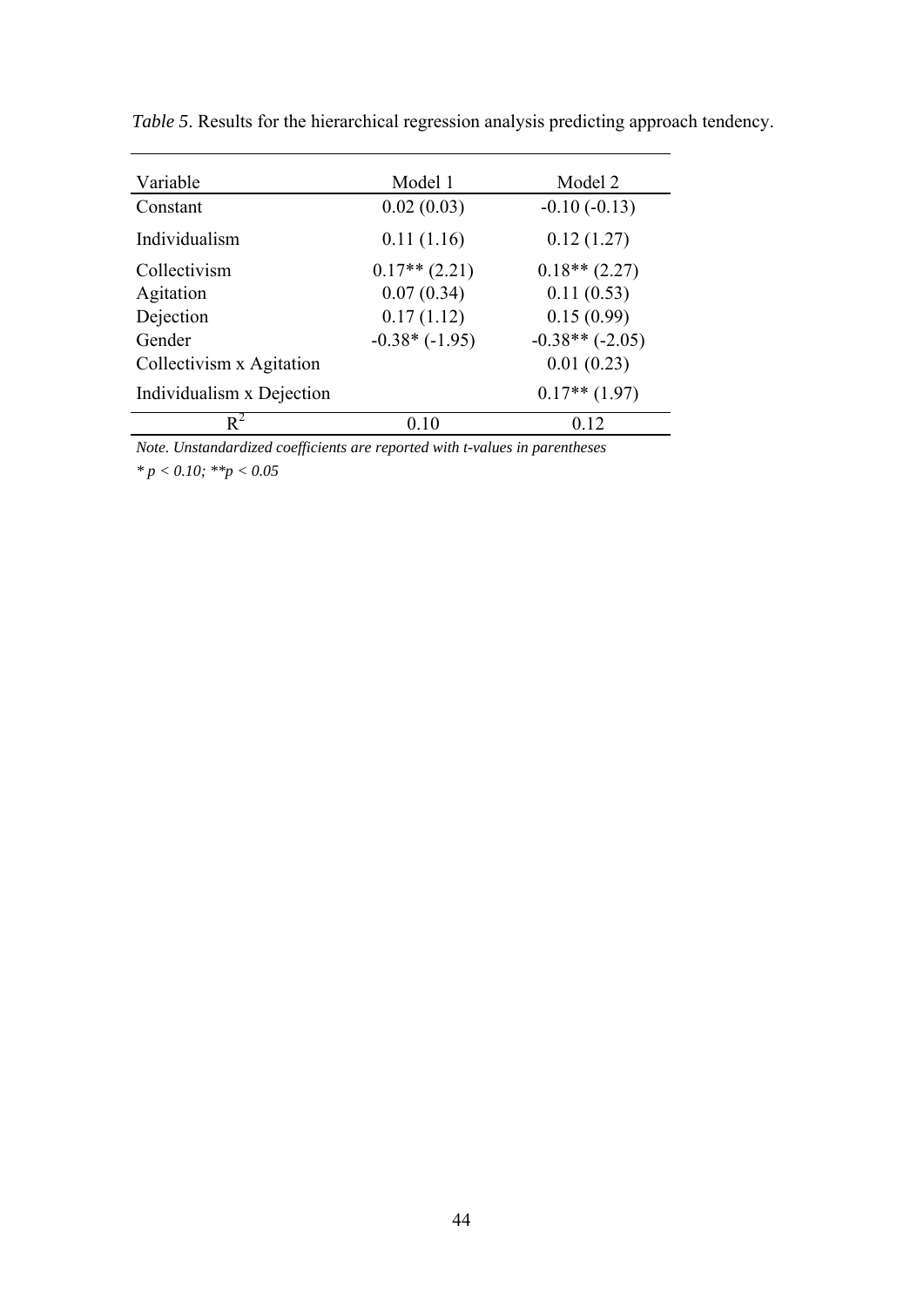*Table 5*. Results for the hierarchical regression analysis predicting approach tendency.

| Variable | Model 1 | Model 2 |
|---|---|---|
| Constant | 0.02 (0.03) | -0.10 (-0.13) |
| Individualism | 0.11 (1.16) | 0.12 (1.27) |
| Collectivism | 0.17** (2.21) | 0.18** (2.27) |
| Agitation | 0.07 (0.34) | 0.11 (0.53) |
| Dejection | 0.17 (1.12) | 0.15 (0.99) |
| Gender | -0.38* (-1.95) | -0.38** (-2.05) |
| Collectivism x Agitation | | 0.01 (0.23) |
| Individualism x Dejection | | 0.17** (1.97) |
| $R^2$ | 0.10 | 0.12 |

*Note. Unstandardized coefficients are reported with t-values in parentheses*

*\* $p < 0.10$; \*\*$p < 0.05$*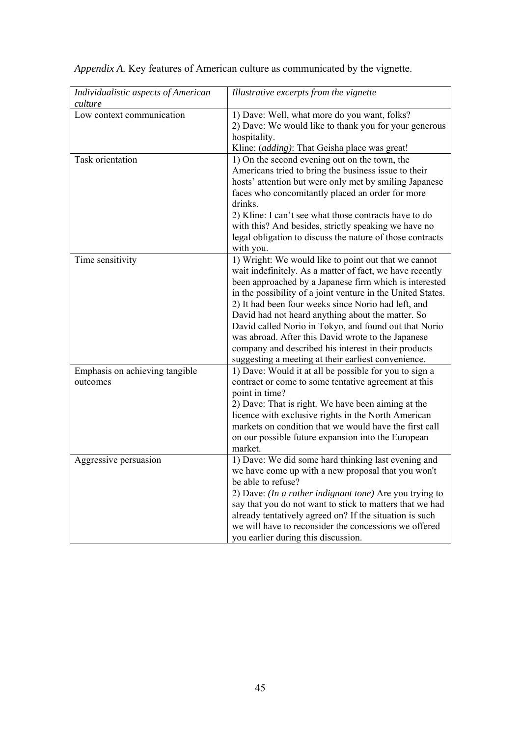*Appendix A.* Key features of American culture as communicated by the vignette.

| *Individualistic aspects of American culture* | *Illustrative excerpts from the vignette* |
|---|---|
| Low context communication | 1) Dave: Well, what more do you want, folks?<br>2) Dave: We would like to thank you for your generous hospitality.<br>Kline: (*adding*): That Geisha place was great! |
| Task orientation | 1) On the second evening out on the town, the Americans tried to bring the business issue to their hosts' attention but were only met by smiling Japanese faces who concomitantly placed an order for more drinks.<br>2) Kline: I can't see what those contracts have to do with this? And besides, strictly speaking we have no legal obligation to discuss the nature of those contracts with you. |
| Time sensitivity | 1) Wright: We would like to point out that we cannot wait indefinitely. As a matter of fact, we have recently been approached by a Japanese firm which is interested in the possibility of a joint venture in the United States.<br>2) It had been four weeks since Norio had left, and David had not heard anything about the matter. So David called Norio in Tokyo, and found out that Norio was abroad. After this David wrote to the Japanese company and described his interest in their products suggesting a meeting at their earliest convenience. |
| Emphasis on achieving tangible outcomes | 1) Dave: Would it at all be possible for you to sign a contract or come to some tentative agreement at this point in time?<br>2) Dave: That is right. We have been aiming at the licence with exclusive rights in the North American markets on condition that we would have the first call on our possible future expansion into the European market. |
| Aggressive persuasion | 1) Dave: We did some hard thinking last evening and we have come up with a new proposal that you won't be able to refuse?<br>2) Dave: *(In a rather indignant tone)* Are you trying to say that you do not want to stick to matters that we had already tentatively agreed on? If the situation is such we will have to reconsider the concessions we offered you earlier during this discussion. |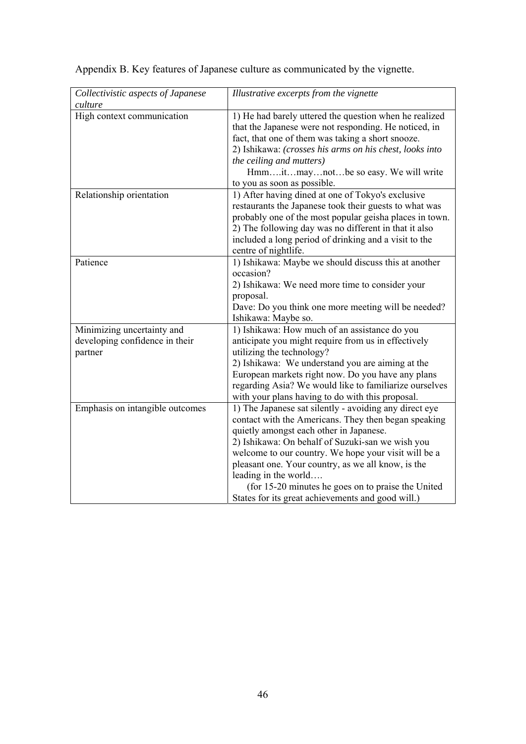Appendix B. Key features of Japanese culture as communicated by the vignette.

| *Collectivistic aspects of Japanese culture* | *Illustrative excerpts from the vignette* |
|---|---|
| High context communication | 1) He had barely uttered the question when he realized that the Japanese were not responding. He noticed, in fact, that one of them was taking a short snooze.<br>2) Ishikawa: *(crosses his arms on his chest, looks into the ceiling and mutters)*<br>Hmm….it…may…not…be so easy. We will write to you as soon as possible. |
| Relationship orientation | 1) After having dined at one of Tokyo's exclusive restaurants the Japanese took their guests to what was probably one of the most popular geisha places in town.<br>2) The following day was no different in that it also included a long period of drinking and a visit to the centre of nightlife. |
| Patience | 1) Ishikawa: Maybe we should discuss this at another occasion?<br>2) Ishikawa: We need more time to consider your proposal.<br>Dave: Do you think one more meeting will be needed?<br>Ishikawa: Maybe so. |
| Minimizing uncertainty and developing confidence in their partner | 1) Ishikawa: How much of an assistance do you anticipate you might require from us in effectively utilizing the technology?<br>2) Ishikawa: We understand you are aiming at the European markets right now. Do you have any plans regarding Asia? We would like to familiarize ourselves with your plans having to do with this proposal. |
| Emphasis on intangible outcomes | 1) The Japanese sat silently - avoiding any direct eye contact with the Americans. They then began speaking quietly amongst each other in Japanese.<br>2) Ishikawa: On behalf of Suzuki-san we wish you welcome to our country. We hope your visit will be a pleasant one. Your country, as we all know, is the leading in the world….<br>(for 15-20 minutes he goes on to praise the United States for its great achievements and good will.) |